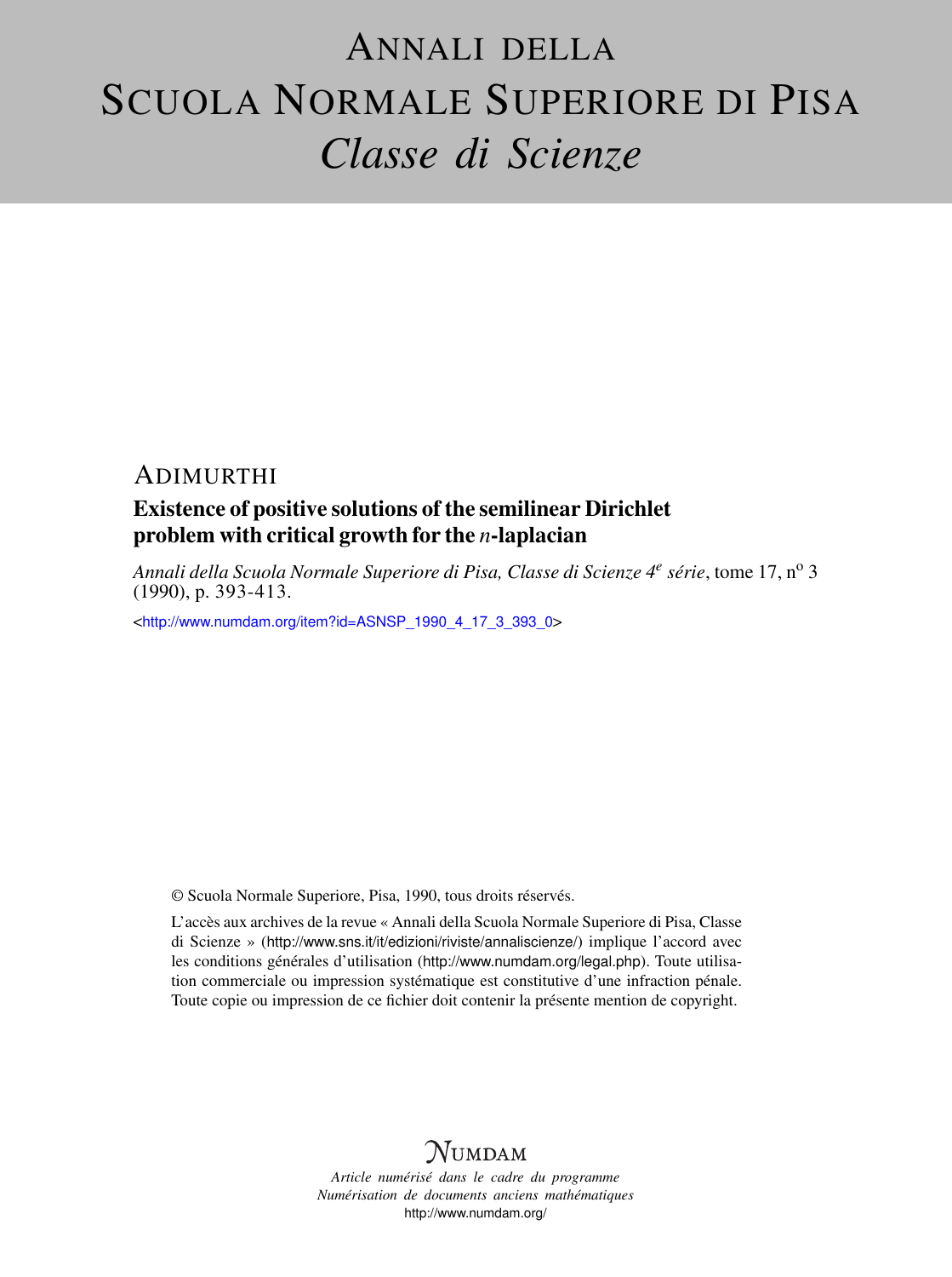# ANNALI DELLA SCUOLA NORMALE SUPERIORE DI PISA

## *Classe di Scienze*

ADIMURTHI

**Existence of positive solutions of the semilinear Dirichlet problem with critical growth for the *n*-laplacian**

*Annali della Scuola Normale Superiore di Pisa, Classe di Scienze 4e série*, tome 17, no 3 (1990), p. 393-413.

<http://www.numdam.org/item?id=ASNSP_1990_4_17_3_393_0>

© Scuola Normale Superiore, Pisa, 1990, tous droits réservés.

L'accès aux archives de la revue « Annali della Scuola Normale Superiore di Pisa, Classe di Scienze » (http://www.sns.it/it/edizioni/riviste/annaliscienze/) implique l'accord avec les conditions générales d'utilisation (http://www.numdam.org/legal.php). Toute utilisation commerciale ou impression systématique est constitutive d'une infraction pénale. Toute copie ou impression de ce fichier doit contenir la présente mention de copyright.

NUMDAM

*Article numérisé dans le cadre du programme Numérisation de documents anciens mathématiques*
http://www.numdam.org/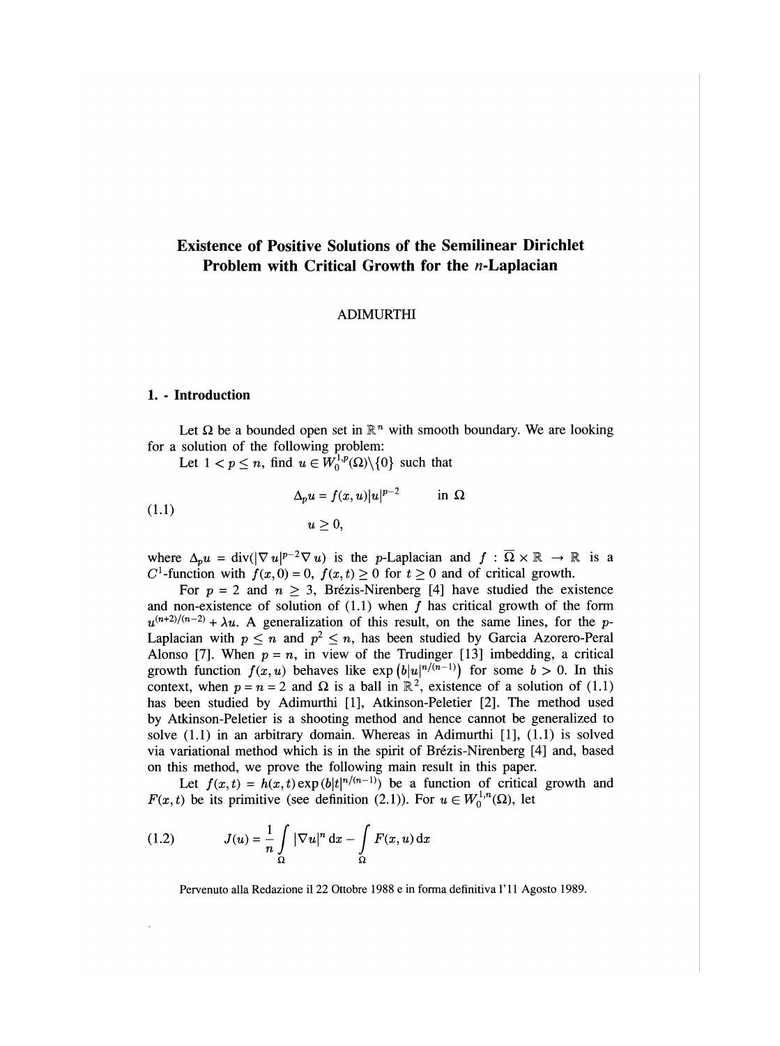# Existence of Positive Solutions of the Semilinear Dirichlet Problem with Critical Growth for the $n$-Laplacian

ADIMURTHI

## 1. - Introduction

Let $\Omega$ be a bounded open set in $\mathbb{R}^n$ with smooth boundary. We are looking for a solution of the following problem:

Let $1 < p \leq n$, find $u \in W_0^{1,p}(\Omega)\backslash\{0\}$ such that

$$
\begin{aligned}
\Delta_p u &= f(x,u)|u|^{p-2} \qquad \text{in } \Omega \\
u &\geq 0,
\end{aligned}
\tag{1.1}
$$

where $\Delta_p u = \operatorname{div}(|\nabla u|^{p-2}\nabla u)$ is the $p$-Laplacian and $f : \overline{\Omega} \times \mathbb{R} \to \mathbb{R}$ is a $C^1$-function with $f(x,0) = 0$, $f(x,t) \geq 0$ for $t \geq 0$ and of critical growth.

For $p = 2$ and $n \geq 3$, Brézis-Nirenberg [4] have studied the existence and non-existence of solution of (1.1) when $f$ has critical growth of the form $u^{(n+2)/(n-2)} + \lambda u$. A generalization of this result, on the same lines, for the $p$-Laplacian with $p \leq n$ and $p^2 \leq n$, has been studied by Garcia Azorero-Peral Alonso [7]. When $p = n$, in view of the Trudinger [13] imbedding, a critical growth function $f(x,u)$ behaves like $\exp\left(b|u|^{n/(n-1)}\right)$ for some $b > 0$. In this context, when $p = n = 2$ and $\Omega$ is a ball in $\mathbb{R}^2$, existence of a solution of (1.1) has been studied by Adimurthi [1], Atkinson-Peletier [2]. The method used by Atkinson-Peletier is a shooting method and hence cannot be generalized to solve (1.1) in an arbitrary domain. Whereas in Adimurthi [1], (1.1) is solved via variational method which is in the spirit of Brézis-Nirenberg [4] and, based on this method, we prove the following main result in this paper.

Let $f(x,t) = h(x,t)\exp\left(b|t|^{n/(n-1)}\right)$ be a function of critical growth and $F(x,t)$ be its primitive (see definition (2.1)). For $u \in W_0^{1,n}(\Omega)$, let

$$
J(u) = \frac{1}{n}\int_{\Omega} |\nabla u|^n \,\mathrm{d}x - \int_{\Omega} F(x,u)\,\mathrm{d}x
\tag{1.2}
$$

Pervenuto alla Redazione il 22 Ottobre 1988 e in forma definitiva l'11 Agosto 1989.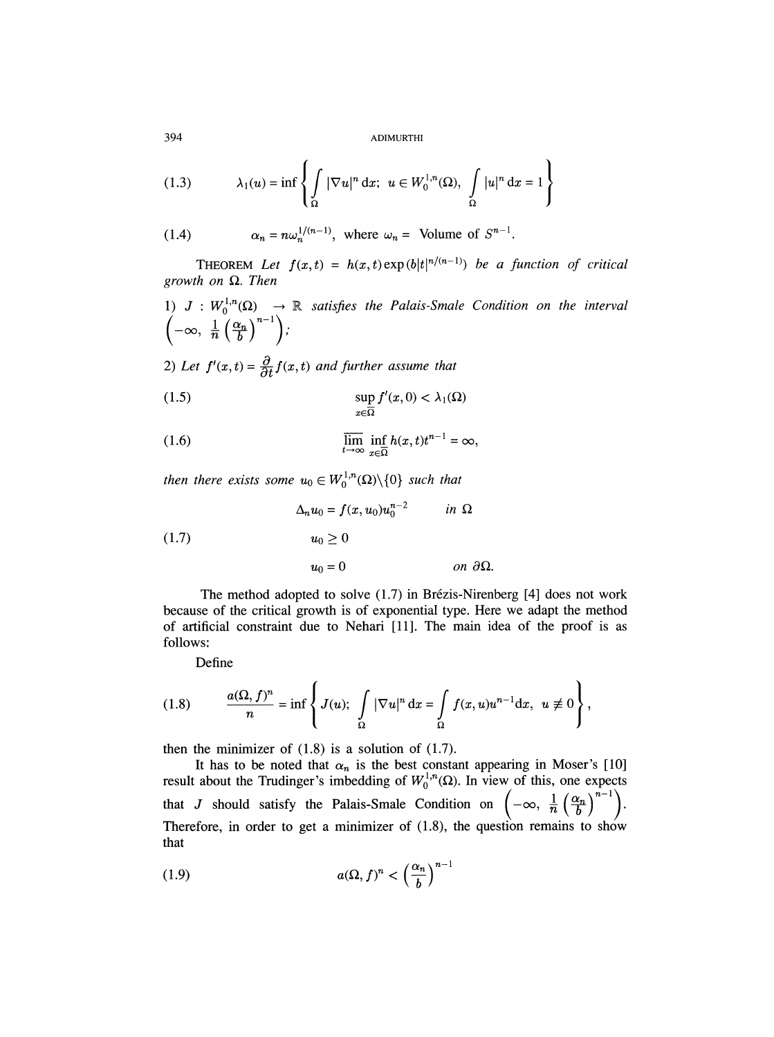$$\lambda_1(u) = \inf \left\{ \int_\Omega |\nabla u|^n \, dx; \; u \in W_0^{1,n}(\Omega), \; \int_\Omega |u|^n \, dx = 1 \right\} \tag{1.3}$$

$$\alpha_n = n\omega_n^{1/(n-1)}, \text{ where } \omega_n = \text{ Volume of } S^{n-1}. \tag{1.4}$$

THEOREM *Let $f(x,t) = h(x,t)\exp(b|t|^{n/(n-1)})$ be a function of critical growth on $\Omega$. Then*

*1) $J : W_0^{1,n}(\Omega) \to \mathbb{R}$ satisfies the Palais-Smale Condition on the interval $\left(-\infty, \frac{1}{n}\left(\frac{\alpha_n}{b}\right)^{n-1}\right)$;*

*2) Let $f'(x,t) = \frac{\partial}{\partial t} f(x,t)$ and further assume that*

$$\sup_{x \in \bar{\Omega}} f'(x,0) < \lambda_1(\Omega) \tag{1.5}$$

$$\overline{\lim_{t \to \infty}} \inf_{x \in \bar{\Omega}} h(x,t) t^{n-1} = \infty, \tag{1.6}$$

*then there exists some $u_0 \in W_0^{1,n}(\Omega) \backslash \{0\}$ such that*

$$\begin{aligned} \Delta_n u_0 &= f(x, u_0) u_0^{n-2} && \text{in } \Omega \\ u_0 &\geq 0 && \\ u_0 &= 0 && \text{on } \partial\Omega. \end{aligned} \tag{1.7}$$

The method adopted to solve (1.7) in Brézis-Nirenberg [4] does not work because of the critical growth is of exponential type. Here we adapt the method of artificial constraint due to Nehari [11]. The main idea of the proof is as follows:

Define

$$\frac{a(\Omega, f)^n}{n} = \inf \left\{ J(u); \; \int_\Omega |\nabla u|^n \, dx = \int_\Omega f(x,u) u^{n-1} dx, \; u \not\equiv 0 \right\}, \tag{1.8}$$

then the minimizer of (1.8) is a solution of (1.7).

It has to be noted that $\alpha_n$ is the best constant appearing in Moser's [10] result about the Trudinger's imbedding of $W_0^{1,n}(\Omega)$. In view of this, one expects that $J$ should satisfy the Palais-Smale Condition on $\left(-\infty, \frac{1}{n}\left(\frac{\alpha_n}{b}\right)^{n-1}\right)$. Therefore, in order to get a minimizer of (1.8), the question remains to show that

$$a(\Omega, f)^n < \left(\frac{\alpha_n}{b}\right)^{n-1} \tag{1.9}$$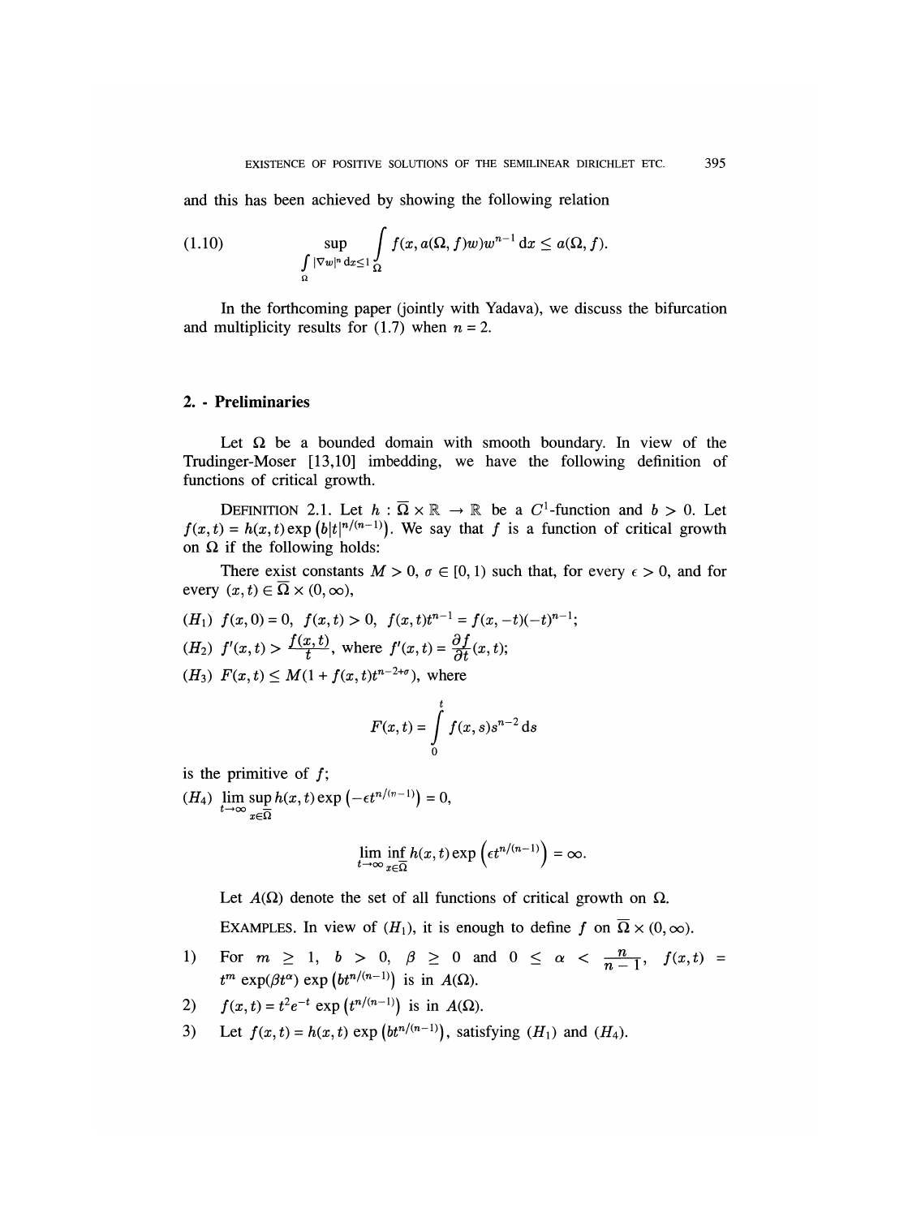and this has been achieved by showing the following relation

$$\sup_{\int_\Omega |\nabla w|^n \, dx \leq 1} \int_\Omega f(x, a(\Omega, f) w) w^{n-1} \, dx \leq a(\Omega, f). \tag{1.10}$$

In the forthcoming paper (jointly with Yadava), we discuss the bifurcation and multiplicity results for (1.7) when $n = 2$.

## 2. - Preliminaries

Let $\Omega$ be a bounded domain with smooth boundary. In view of the Trudinger-Moser [13,10] imbedding, we have the following definition of functions of critical growth.

DEFINITION 2.1. Let $h : \overline{\Omega} \times \mathbb{R} \to \mathbb{R}$ be a $C^1$-function and $b > 0$. Let $f(x,t) = h(x,t) \exp\left(b|t|^{n/(n-1)}\right)$. We say that $f$ is a function of critical growth on $\Omega$ if the following holds:

There exist constants $M > 0$, $\sigma \in [0, 1)$ such that, for every $\epsilon > 0$, and for every $(x,t) \in \overline{\Omega} \times (0, \infty)$,

$(H_1)$ $f(x, 0) = 0$, $f(x,t) > 0$, $f(x,t)t^{n-1} = f(x,-t)(-t)^{n-1}$;

$(H_2)$ $f'(x,t) > \dfrac{f(x,t)}{t}$, where $f'(x,t) = \dfrac{\partial f}{\partial t}(x,t)$;

$(H_3)$ $F(x,t) \leq M(1 + f(x,t)t^{n-2+\sigma})$, where

$$F(x,t) = \int_0^t f(x,s)s^{n-2} \, ds$$

is the primitive of $f$;

$(H_4)$ $\displaystyle\lim_{t\to\infty} \sup_{x\in\overline{\Omega}} h(x,t) \exp\left(-\epsilon t^{n/(n-1)}\right) = 0,$

$$\lim_{t\to\infty} \inf_{x\in\overline{\Omega}} h(x,t) \exp\left(\epsilon t^{n/(n-1)}\right) = \infty.$$

Let $A(\Omega)$ denote the set of all functions of critical growth on $\Omega$.

EXAMPLES. In view of $(H_1)$, it is enough to define $f$ on $\overline{\Omega} \times (0, \infty)$.

1) For $m \geq 1$, $b > 0$, $\beta \geq 0$ and $0 \leq \alpha < \dfrac{n}{n-1}$, $f(x,t) = t^m \exp(\beta t^\alpha) \exp\left(bt^{n/(n-1)}\right)$ is in $A(\Omega)$.

2) $f(x,t) = t^2 e^{-t} \exp\left(t^{n/(n-1)}\right)$ is in $A(\Omega)$.

3) Let $f(x,t) = h(x,t) \exp\left(bt^{n/(n-1)}\right)$, satisfying $(H_1)$ and $(H_4)$.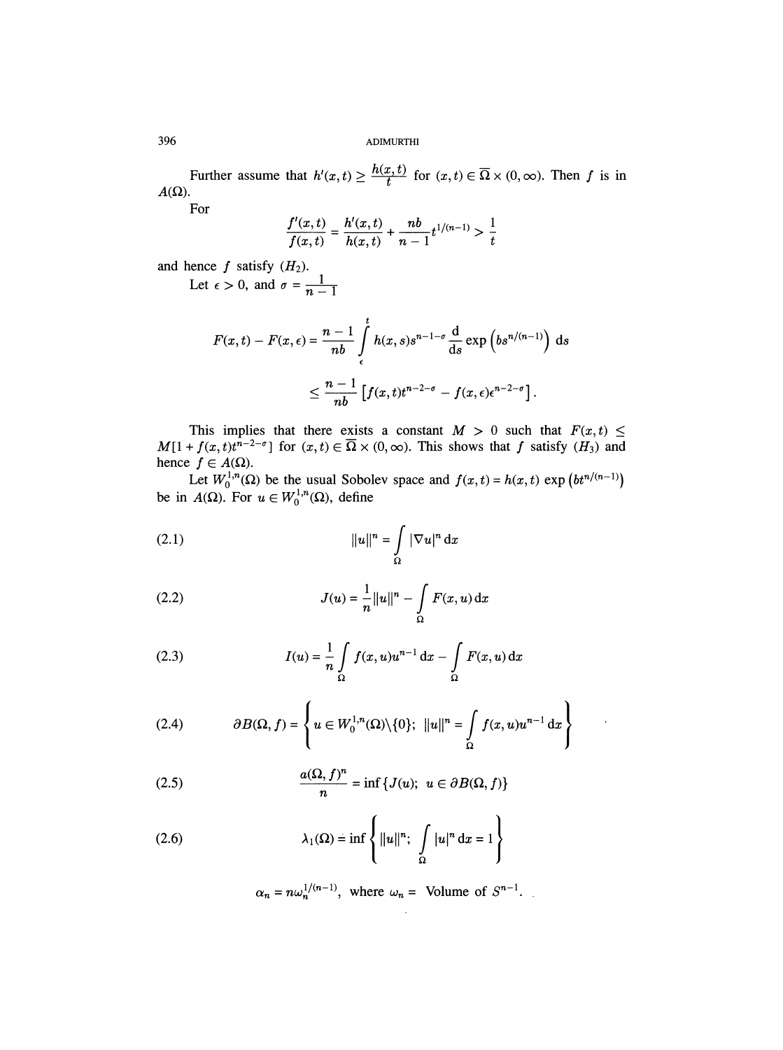Further assume that $h'(x,t) \geq \frac{h(x,t)}{t}$ for $(x,t) \in \overline{\Omega} \times (0,\infty)$. Then $f$ is in $A(\Omega)$.

For

$$\frac{f'(x,t)}{f(x,t)} = \frac{h'(x,t)}{h(x,t)} + \frac{nb}{n-1} t^{1/(n-1)} > \frac{1}{t}$$

and hence $f$ satisfy $(H_2)$.

Let $\epsilon > 0$, and $\sigma = \frac{1}{n-1}$

$$\begin{aligned}
F(x,t) - F(x,\epsilon) &= \frac{n-1}{nb} \int_{\epsilon}^{t} h(x,s) s^{n-1-\sigma} \frac{\mathrm{d}}{\mathrm{d}s} \exp\left(bs^{n/(n-1)}\right) \mathrm{d}s \\
&\leq \frac{n-1}{nb} \left[ f(x,t) t^{n-2-\sigma} - f(x,\epsilon)\epsilon^{n-2-\sigma} \right].
\end{aligned}$$

This implies that there exists a constant $M > 0$ such that $F(x,t) \leq M[1 + f(x,t)t^{n-2-\sigma}]$ for $(x,t) \in \overline{\Omega} \times (0,\infty)$. This shows that $f$ satisfy $(H_3)$ and hence $f \in A(\Omega)$.

Let $W_0^{1,n}(\Omega)$ be the usual Sobolev space and $f(x,t) = h(x,t)\exp\left(bt^{n/(n-1)}\right)$ be in $A(\Omega)$. For $u \in W_0^{1,n}(\Omega)$, define

$$\|u\|^n = \int_{\Omega} |\nabla u|^n \,\mathrm{d}x \tag{2.1}$$

$$J(u) = \frac{1}{n}\|u\|^n - \int_{\Omega} F(x,u)\,\mathrm{d}x \tag{2.2}$$

$$I(u) = \frac{1}{n}\int_{\Omega} f(x,u)u^{n-1}\,\mathrm{d}x - \int_{\Omega} F(x,u)\,\mathrm{d}x \tag{2.3}$$

$$\partial B(\Omega, f) = \left\{ u \in W_0^{1,n}(\Omega)\backslash\{0\};\ \|u\|^n = \int_{\Omega} f(x,u)u^{n-1}\,\mathrm{d}x \right\} \tag{2.4}$$

$$\frac{a(\Omega,f)^n}{n} = \inf\left\{J(u);\ u \in \partial B(\Omega,f)\right\} \tag{2.5}$$

$$\lambda_1(\Omega) = \inf\left\{ \|u\|^n;\ \int_{\Omega} |u|^n\,\mathrm{d}x = 1 \right\} \tag{2.6}$$

$$\alpha_n = n\omega_n^{1/(n-1)}, \text{ where } \omega_n = \text{ Volume of } S^{n-1}.$$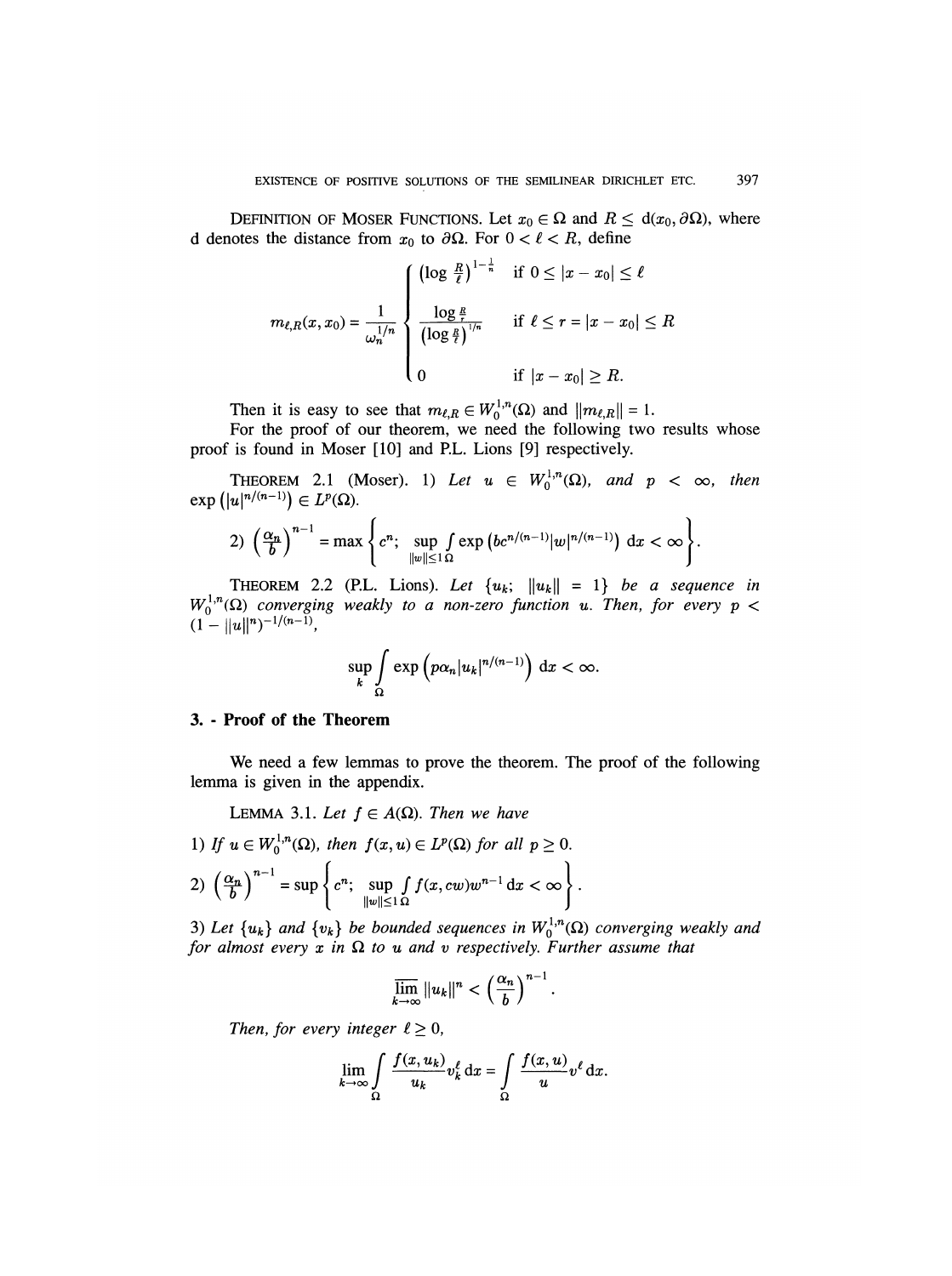**Definition of Moser Functions.** Let $x_0 \in \Omega$ and $R \leq \mathrm{d}(x_0, \partial\Omega)$, where d denotes the distance from $x_0$ to $\partial\Omega$. For $0 < \ell < R$, define

$$
m_{\ell,R}(x, x_0) = \frac{1}{\omega_n^{1/n}} \begin{cases} \left(\log \frac{R}{\ell}\right)^{1-\frac{1}{n}} & \text{if } 0 \leq |x - x_0| \leq \ell \\[2ex] \dfrac{\log \frac{R}{r}}{\left(\log \frac{R}{\ell}\right)^{1/n}} & \text{if } \ell \leq r = |x - x_0| \leq R \\[2ex] 0 & \text{if } |x - x_0| \geq R. \end{cases}
$$

Then it is easy to see that $m_{\ell,R} \in W_0^{1,n}(\Omega)$ and $\|m_{\ell,R}\| = 1$.

For the proof of our theorem, we need the following two results whose proof is found in Moser [10] and P.L. Lions [9] respectively.

**Theorem 2.1** (Moser). *1) Let $u \in W_0^{1,n}(\Omega)$, and $p < \infty$, then $\exp\left(|u|^{n/(n-1)}\right) \in L^p(\Omega)$.*

*2)* $\left(\frac{\alpha_n}{b}\right)^{n-1} = \max\left\{c^n;\ \sup\limits_{\|w\| \leq 1} \int\limits_\Omega \exp\left(bc^{n/(n-1)}|w|^{n/(n-1)}\right) \mathrm{d}x < \infty\right\}.$

**Theorem 2.2** (P.L. Lions). *Let $\{u_k;\ \|u_k\| = 1\}$ be a sequence in $W_0^{1,n}(\Omega)$ converging weakly to a non-zero function $u$. Then, for every $p < (1 - \|u\|^n)^{-1/(n-1)}$,*

$$
\sup_k \int\limits_\Omega \exp\left(p\alpha_n |u_k|^{n/(n-1)}\right) \mathrm{d}x < \infty.
$$

## 3. - Proof of the Theorem

We need a few lemmas to prove the theorem. The proof of the following lemma is given in the appendix.

**Lemma 3.1.** *Let $f \in A(\Omega)$. Then we have*

*1) If $u \in W_0^{1,n}(\Omega)$, then $f(x, u) \in L^p(\Omega)$ for all $p \geq 0$.*

*2)* $\left(\frac{\alpha_n}{b}\right)^{n-1} = \sup\left\{c^n;\ \sup\limits_{\|w\| \leq 1} \int\limits_\Omega f(x, cw) w^{n-1} \mathrm{d}x < \infty\right\}.$

*3) Let $\{u_k\}$ and $\{v_k\}$ be bounded sequences in $W_0^{1,n}(\Omega)$ converging weakly and for almost every $x$ in $\Omega$ to $u$ and $v$ respectively. Further assume that*

$$
\overline{\lim_{k \to \infty}} \|u_k\|^n < \left(\frac{\alpha_n}{b}\right)^{n-1}.
$$

*Then, for every integer $\ell \geq 0$,*

$$
\lim_{k \to \infty} \int\limits_\Omega \frac{f(x, u_k)}{u_k} v_k^\ell \, \mathrm{d}x = \int\limits_\Omega \frac{f(x, u)}{u} v^\ell \, \mathrm{d}x.
$$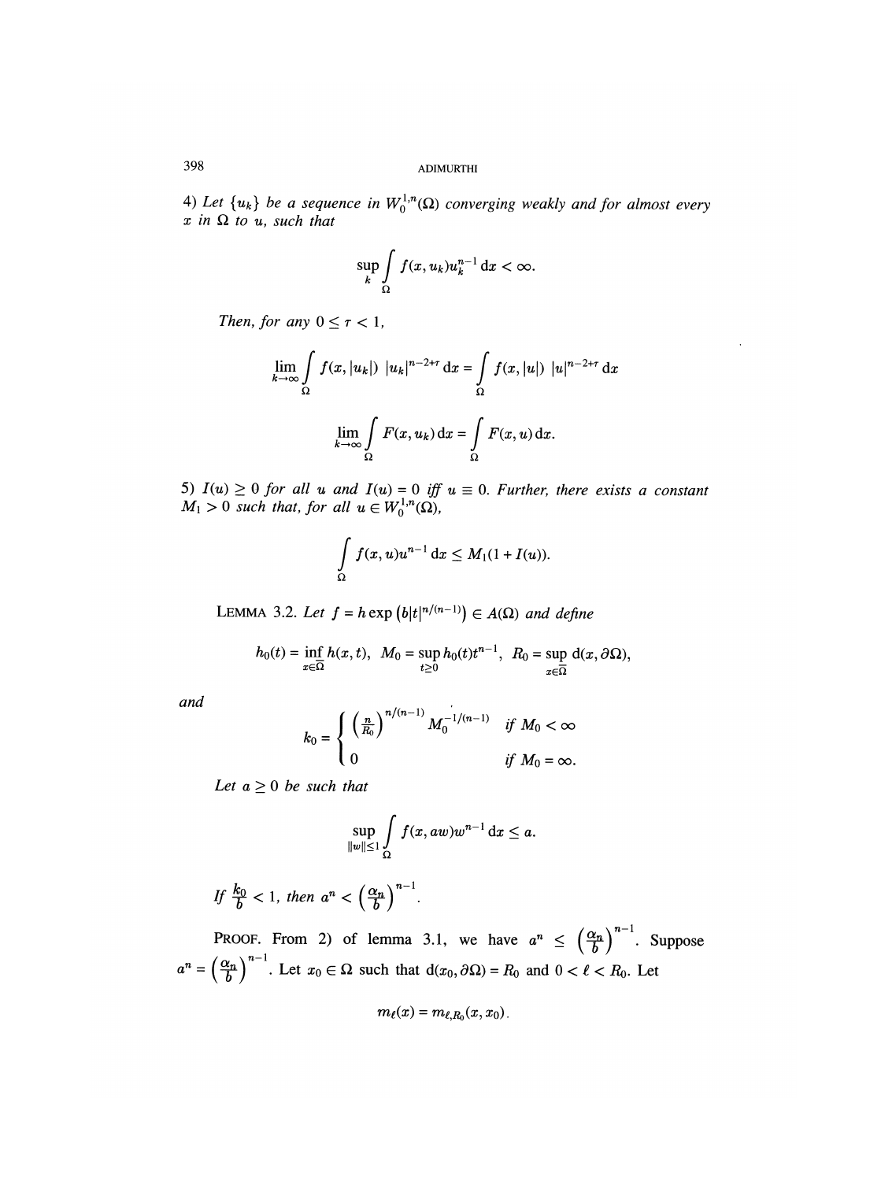4) *Let $\{u_k\}$ be a sequence in $W_0^{1,n}(\Omega)$ converging weakly and for almost every $x$ in $\Omega$ to $u$, such that*

$$\sup_k \int_\Omega f(x, u_k) u_k^{n-1} \, dx < \infty.$$

*Then, for any $0 \leq \tau < 1$,*

$$\lim_{k\to\infty} \int_\Omega f(x, |u_k|) \; |u_k|^{n-2+\tau} \, dx = \int_\Omega f(x, |u|) \; |u|^{n-2+\tau} \, dx$$

$$\lim_{k\to\infty} \int_\Omega F(x, u_k) \, dx = \int_\Omega F(x, u) \, dx.$$

5) *$I(u) \geq 0$ for all $u$ and $I(u) = 0$ iff $u \equiv 0$. Further, there exists a constant $M_1 > 0$ such that, for all $u \in W_0^{1,n}(\Omega)$,*

$$\int_\Omega f(x, u) u^{n-1} \, dx \leq M_1(1 + I(u)).$$

LEMMA 3.2. *Let $f = h \exp\left(b|t|^{n/(n-1)}\right) \in A(\Omega)$ and define*

$$h_0(t) = \inf_{x\in\overline{\Omega}} h(x, t), \;\; M_0 = \sup_{t\geq 0} h_0(t) t^{n-1}, \;\; R_0 = \sup_{x\in\overline{\Omega}} d(x, \partial\Omega),$$

*and*

$$k_0 = \begin{cases} \left(\frac{n}{R_0}\right)^{n/(n-1)} M_0^{-1/(n-1)} & \text{if } M_0 < \infty \\ 0 & \text{if } M_0 = \infty. \end{cases}$$

*Let $a \geq 0$ be such that*

$$\sup_{\|w\|\leq 1} \int_\Omega f(x, aw) w^{n-1} \, dx \leq a.$$

*If $\frac{k_0}{b} < 1$, then $a^n < \left(\frac{\alpha_n}{b}\right)^{n-1}$.*

PROOF. From 2) of lemma 3.1, we have $a^n \leq \left(\frac{\alpha_n}{b}\right)^{n-1}$. Suppose $a^n = \left(\frac{\alpha_n}{b}\right)^{n-1}$. Let $x_0 \in \Omega$ such that $d(x_0, \partial\Omega) = R_0$ and $0 < \ell < R_0$. Let

$$m_\ell(x) = m_{\ell,R_0}(x, x_0).$$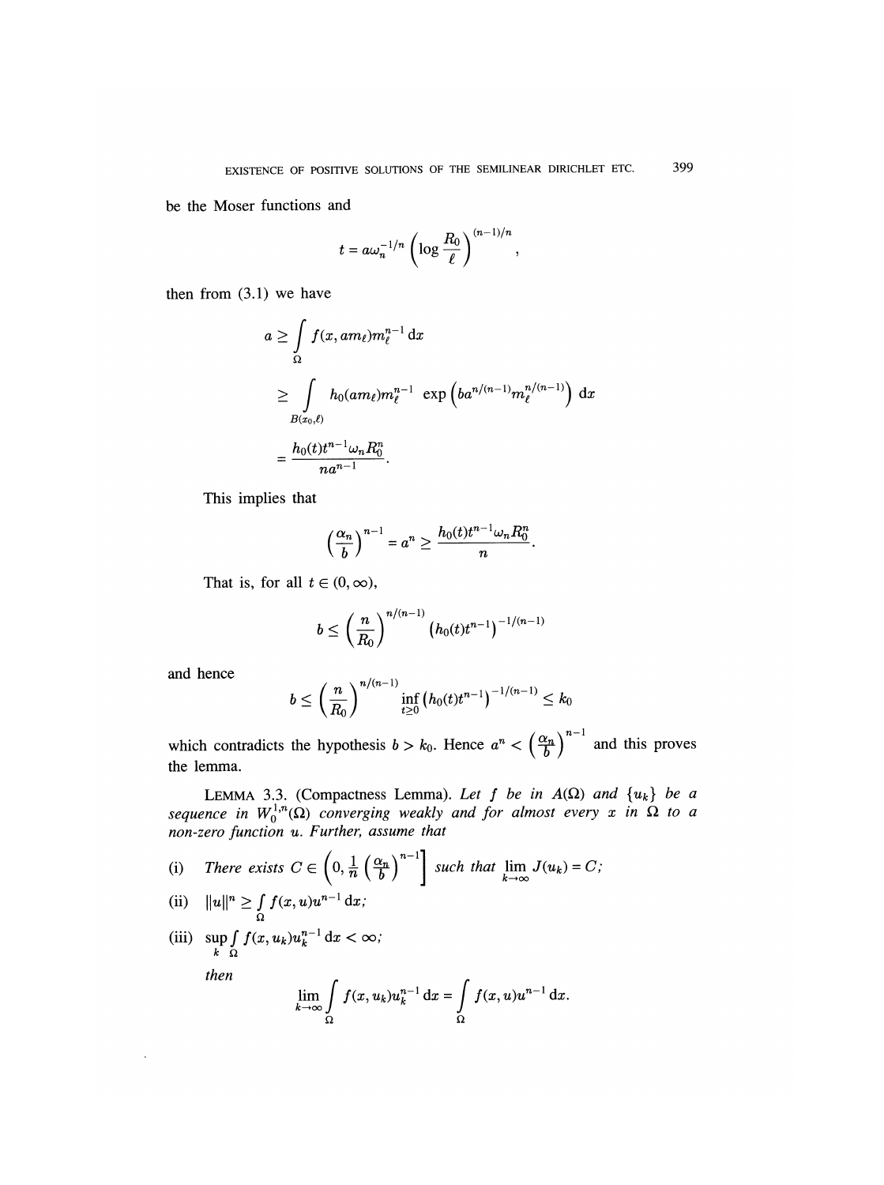be the Moser functions and

$$t = a\omega_n^{-1/n}\left(\log\frac{R_0}{\ell}\right)^{(n-1)/n},$$

then from (3.1) we have

$$\begin{aligned}
a &\geq \int_\Omega f(x, am_\ell)m_\ell^{n-1}\,\mathrm{d}x \\
&\geq \int_{B(x_0,\ell)} h_0(am_\ell)m_\ell^{n-1}\,\exp\left(ba^{n/(n-1)}m_\ell^{n/(n-1)}\right)\mathrm{d}x \\
&= \frac{h_0(t)t^{n-1}\omega_n R_0^n}{na^{n-1}}.
\end{aligned}$$

This implies that

$$\left(\frac{\alpha_n}{b}\right)^{n-1} = a^n \geq \frac{h_0(t)t^{n-1}\omega_n R_0^n}{n}.$$

That is, for all $t \in (0, \infty)$,

$$b \leq \left(\frac{n}{R_0}\right)^{n/(n-1)}\left(h_0(t)t^{n-1}\right)^{-1/(n-1)}$$

and hence

$$b \leq \left(\frac{n}{R_0}\right)^{n/(n-1)}\inf_{t\geq 0}\left(h_0(t)t^{n-1}\right)^{-1/(n-1)} \leq k_0$$

which contradicts the hypothesis $b > k_0$. Hence $a^n < \left(\frac{\alpha_n}{b}\right)^{n-1}$ and this proves the lemma.

LEMMA 3.3. (Compactness Lemma). *Let $f$ be in $A(\Omega)$ and $\{u_k\}$ be a sequence in $W_0^{1,n}(\Omega)$ converging weakly and for almost every $x$ in $\Omega$ to a non-zero function $u$. Further, assume that*

(i) *There exists $C \in \left(0, \frac{1}{n}\left(\frac{\alpha_n}{b}\right)^{n-1}\right]$ such that $\lim_{k\to\infty} J(u_k) = C$;*

(ii) $\|u\|^n \geq \int_\Omega f(x, u)u^{n-1}\,\mathrm{d}x$;

(iii) $\sup_k \int_\Omega f(x, u_k)u_k^{n-1}\,\mathrm{d}x < \infty$;

*then*

$$\lim_{k\to\infty}\int_\Omega f(x, u_k)u_k^{n-1}\,\mathrm{d}x = \int_\Omega f(x, u)u^{n-1}\,\mathrm{d}x.$$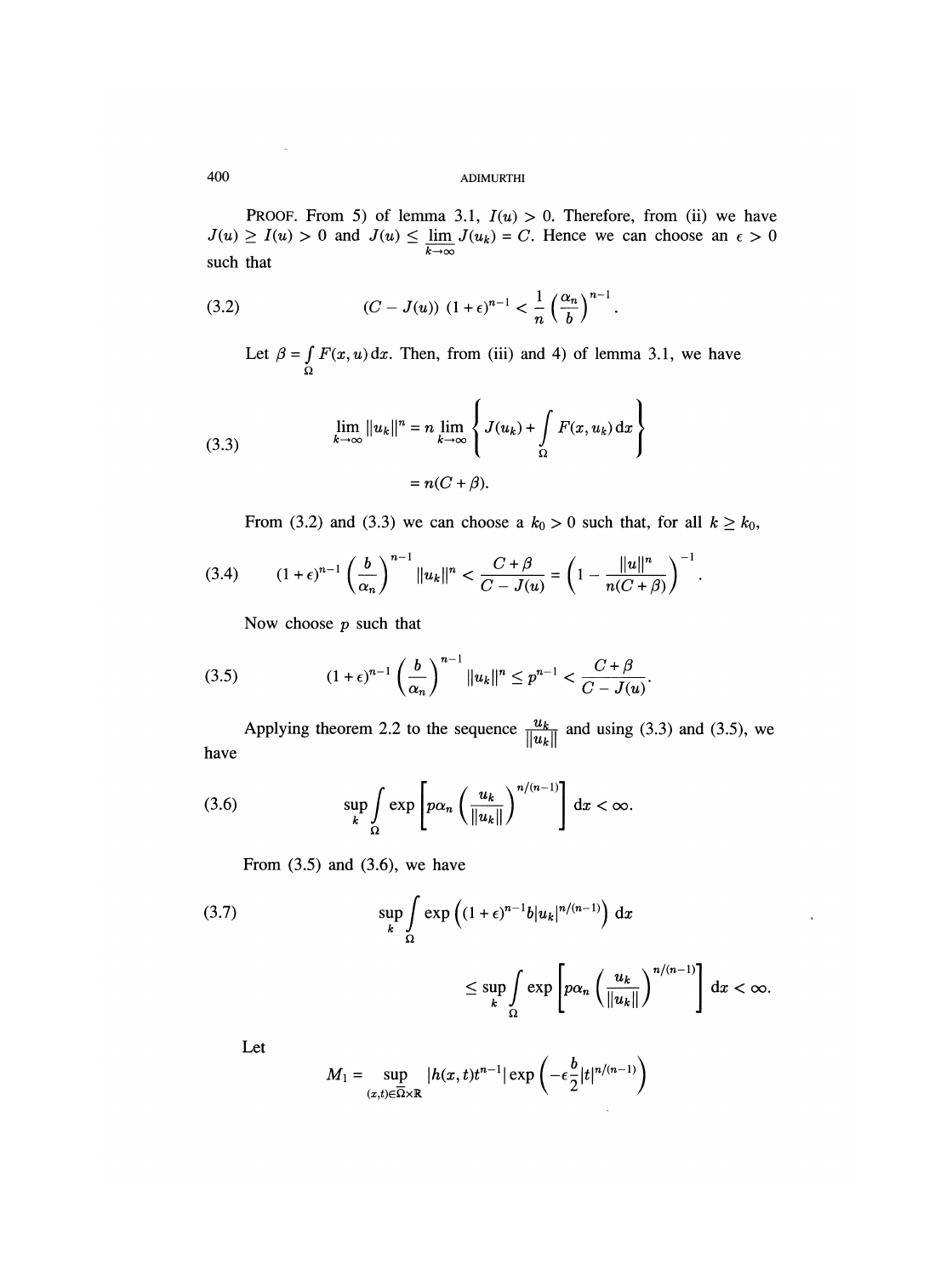PROOF. From 5) of lemma 3.1, $I(u) > 0$. Therefore, from (ii) we have $J(u) \geq I(u) > 0$ and $J(u) \leq \varliminf_{k\to\infty} J(u_k) = C$. Hence we can choose an $\epsilon > 0$ such that

$$(C - J(u))\,(1+\epsilon)^{n-1} < \frac{1}{n}\left(\frac{\alpha_n}{b}\right)^{n-1}. \tag{3.2}$$

Let $\beta = \int\limits_\Omega F(x,u)\,dx$. Then, from (iii) and 4) of lemma 3.1, we have

$$\begin{aligned}\lim_{k\to\infty} \|u_k\|^n &= n \lim_{k\to\infty}\left\{ J(u_k) + \int\limits_\Omega F(x,u_k)\,dx \right\} \\ &= n(C+\beta).\end{aligned} \tag{3.3}$$

From (3.2) and (3.3) we can choose a $k_0 > 0$ such that, for all $k \geq k_0$,

$$(1+\epsilon)^{n-1}\left(\frac{b}{\alpha_n}\right)^{n-1}\|u_k\|^n < \frac{C+\beta}{C-J(u)} = \left(1 - \frac{\|u\|^n}{n(C+\beta)}\right)^{-1}. \tag{3.4}$$

Now choose $p$ such that

$$(1+\epsilon)^{n-1}\left(\frac{b}{\alpha_n}\right)^{n-1}\|u_k\|^n \leq p^{n-1} < \frac{C+\beta}{C-J(u)}. \tag{3.5}$$

Applying theorem 2.2 to the sequence $\frac{u_k}{\|u_k\|}$ and using (3.3) and (3.5), we have

$$\sup_k \int\limits_\Omega \exp\left[p\alpha_n\left(\frac{u_k}{\|u_k\|}\right)^{n/(n-1)}\right] dx < \infty. \tag{3.6}$$

From (3.5) and (3.6), we have

$$\begin{aligned}&\sup_k \int\limits_\Omega \exp\left((1+\epsilon)^{n-1} b|u_k|^{n/(n-1)}\right) dx \\ &\quad\leq \sup_k \int\limits_\Omega \exp\left[p\alpha_n\left(\frac{u_k}{\|u_k\|}\right)^{n/(n-1)}\right] dx < \infty.\end{aligned} \tag{3.7}$$

Let

$$M_1 = \sup_{(x,t)\in\overline{\Omega}\times\mathbb{R}} |h(x,t)t^{n-1}| \exp\left(-\epsilon\frac{b}{2}|t|^{n/(n-1)}\right)$$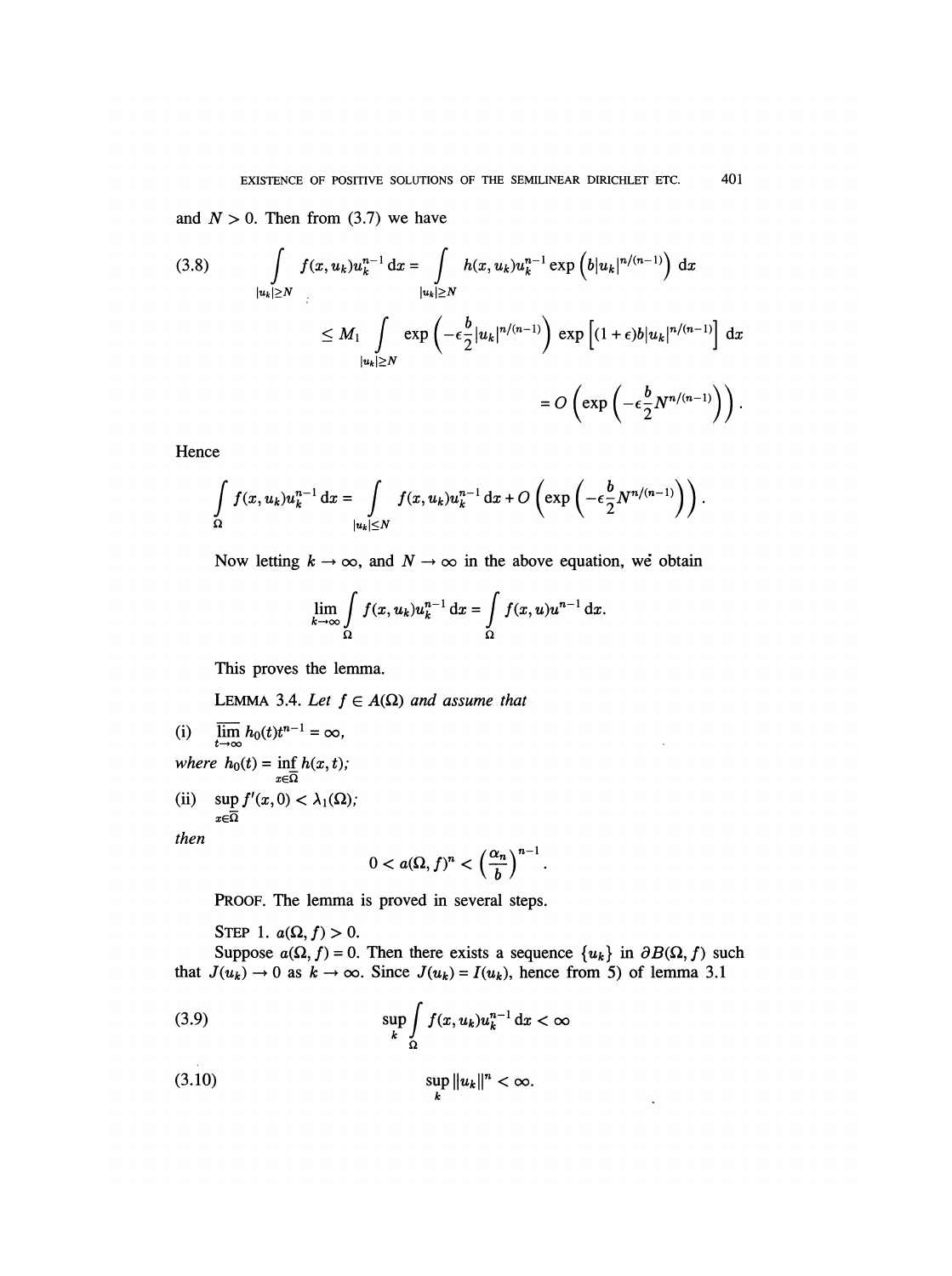and $N > 0$. Then from (3.7) we have

$$
\begin{aligned}
(3.8) \qquad \int\limits_{|u_k| \geq N} f(x, u_k) u_k^{n-1} \, dx &= \int\limits_{|u_k| \geq N} h(x, u_k) u_k^{n-1} \exp\left(b|u_k|^{n/(n-1)}\right) dx \\
&\leq M_1 \int\limits_{|u_k| \geq N} \exp\left(-\epsilon \frac{b}{2} |u_k|^{n/(n-1)}\right) \exp\left[(1+\epsilon) b |u_k|^{n/(n-1)}\right] dx \\
&= O\left(\exp\left(-\epsilon \frac{b}{2} N^{n/(n-1)}\right)\right).
\end{aligned}
$$

Hence

$$
\int\limits_{\Omega} f(x, u_k) u_k^{n-1} \, dx = \int\limits_{|u_k| \leq N} f(x, u_k) u_k^{n-1} \, dx + O\left(\exp\left(-\epsilon \frac{b}{2} N^{n/(n-1)}\right)\right).
$$

Now letting $k \to \infty$, and $N \to \infty$ in the above equation, we obtain

$$
\lim_{k \to \infty} \int\limits_{\Omega} f(x, u_k) u_k^{n-1} \, dx = \int\limits_{\Omega} f(x, u) u^{n-1} \, dx.
$$

This proves the lemma.

LEMMA 3.4. *Let $f \in A(\Omega)$ and assume that*

(i) $\overline{\lim\limits_{t \to \infty}} h_0(t) t^{n-1} = \infty$,

*where* $h_0(t) = \inf\limits_{x \in \overline{\Omega}} h(x, t)$;

(ii) $\sup\limits_{x \in \overline{\Omega}} f'(x, 0) < \lambda_1(\Omega)$;

*then*

$$
0 < a(\Omega, f)^n < \left(\frac{\alpha_n}{b}\right)^{n-1}.
$$

PROOF. The lemma is proved in several steps.

STEP 1. $a(\Omega, f) > 0$.

Suppose $a(\Omega, f) = 0$. Then there exists a sequence $\{u_k\}$ in $\partial B(\Omega, f)$ such that $J(u_k) \to 0$ as $k \to \infty$. Since $J(u_k) = I(u_k)$, hence from 5) of lemma 3.1

$$
(3.9) \qquad \sup_k \int\limits_{\Omega} f(x, u_k) u_k^{n-1} \, dx < \infty
$$

$$
(3.10) \qquad \sup_k \|u_k\|^n < \infty.
$$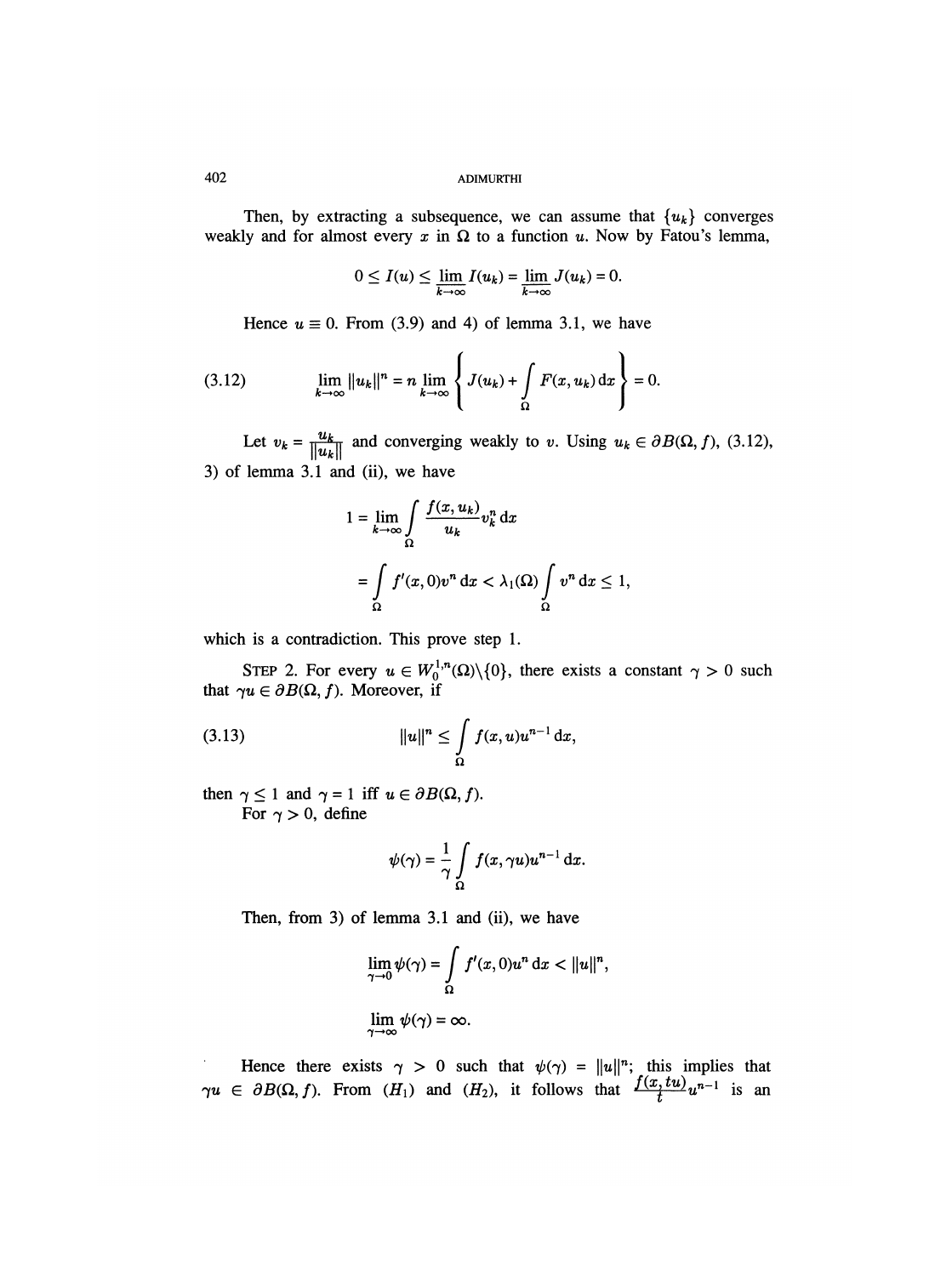Then, by extracting a subsequence, we can assume that $\{u_k\}$ converges weakly and for almost every $x$ in $\Omega$ to a function $u$. Now by Fatou's lemma,

$$0 \leq I(u) \leq \underline{\lim}_{k\to\infty} I(u_k) = \underline{\lim}_{k\to\infty} J(u_k) = 0.$$

Hence $u \equiv 0$. From (3.9) and 4) of lemma 3.1, we have

$$\lim_{k\to\infty} \|u_k\|^n = n \lim_{k\to\infty} \left\{ J(u_k) + \int_\Omega F(x, u_k)\,\mathrm{d}x \right\} = 0. \tag{3.12}$$

Let $v_k = \frac{u_k}{\|u_k\|}$ and converging weakly to $v$. Using $u_k \in \partial B(\Omega, f)$, (3.12), 3) of lemma 3.1 and (ii), we have

$$\begin{aligned} 1 &= \lim_{k\to\infty} \int_\Omega \frac{f(x,u_k)}{u_k} v_k^n \,\mathrm{d}x \\ &= \int_\Omega f'(x,0) v^n \,\mathrm{d}x < \lambda_1(\Omega) \int_\Omega v^n \,\mathrm{d}x \leq 1, \end{aligned}$$

which is a contradiction. This prove step 1.

Step 2. For every $u \in W_0^{1,n}(\Omega)\backslash\{0\}$, there exists a constant $\gamma > 0$ such that $\gamma u \in \partial B(\Omega, f)$. Moreover, if

$$\|u\|^n \leq \int_\Omega f(x,u) u^{n-1}\,\mathrm{d}x, \tag{3.13}$$

then $\gamma \leq 1$ and $\gamma = 1$ iff $u \in \partial B(\Omega, f)$.

For $\gamma > 0$, define

$$\psi(\gamma) = \frac{1}{\gamma} \int_\Omega f(x, \gamma u) u^{n-1}\,\mathrm{d}x.$$

Then, from 3) of lemma 3.1 and (ii), we have

$$\lim_{\gamma\to 0} \psi(\gamma) = \int_\Omega f'(x,0) u^n \,\mathrm{d}x < \|u\|^n,$$

$$\lim_{\gamma\to\infty} \psi(\gamma) = \infty.$$

Hence there exists $\gamma > 0$ such that $\psi(\gamma) = \|u\|^n$; this implies that $\gamma u \in \partial B(\Omega, f)$. From $(H_1)$ and $(H_2)$, it follows that $\frac{f(x,tu)}{t} u^{n-1}$ is an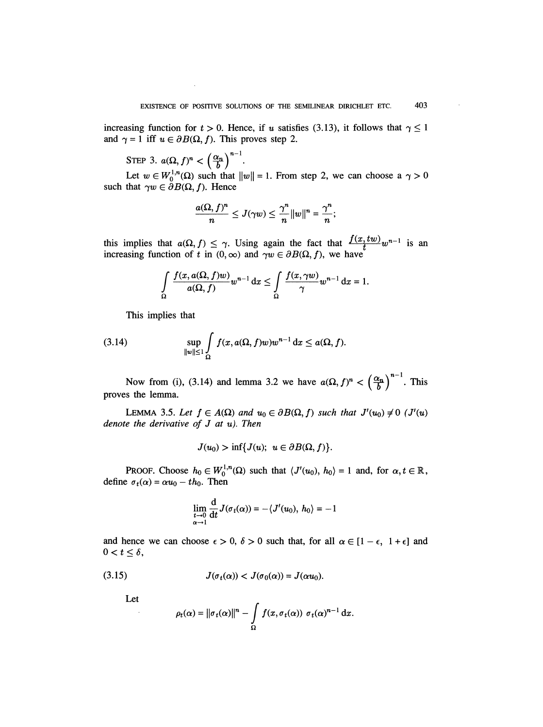increasing function for $t > 0$. Hence, if $u$ satisfies (3.13), it follows that $\gamma \leq 1$ and $\gamma = 1$ iff $u \in \partial B(\Omega, f)$. This proves step 2.

STEP 3. $a(\Omega, f)^n < \left(\frac{\alpha_n}{b}\right)^{n-1}$.

Let $w \in W_0^{1,n}(\Omega)$ such that $\|w\| = 1$. From step 2, we can choose a $\gamma > 0$ such that $\gamma w \in \partial B(\Omega, f)$. Hence

$$\frac{a(\Omega, f)^n}{n} \leq J(\gamma w) \leq \frac{\gamma^n}{n}\|w\|^n = \frac{\gamma^n}{n};$$

this implies that $a(\Omega, f) \leq \gamma$. Using again the fact that $\frac{f(x, tw)}{t} w^{n-1}$ is an increasing function of $t$ in $(0, \infty)$ and $\gamma w \in \partial B(\Omega, f)$, we have

$$\int_\Omega \frac{f(x, a(\Omega, f)w)}{a(\Omega, f)} w^{n-1}\,\mathrm{d}x \leq \int_\Omega \frac{f(x, \gamma w)}{\gamma} w^{n-1}\,\mathrm{d}x = 1.$$

This implies that

$$\sup_{\|w\| \leq 1} \int_\Omega f(x, a(\Omega, f)w) w^{n-1}\,\mathrm{d}x \leq a(\Omega, f). \tag{3.14}$$

Now from (i), (3.14) and lemma 3.2 we have $a(\Omega, f)^n < \left(\frac{\alpha_n}{b}\right)^{n-1}$. This proves the lemma.

LEMMA 3.5. *Let $f \in A(\Omega)$ and $u_0 \in \partial B(\Omega, f)$ such that $J'(u_0) \neq 0$ ($J'(u)$ denote the derivative of $J$ at $u$). Then*

$$J(u_0) > \inf\{J(u);\ u \in \partial B(\Omega, f)\}.$$

PROOF. Choose $h_0 \in W_0^{1,n}(\Omega)$ such that $\langle J'(u_0), h_0\rangle = 1$ and, for $\alpha, t \in \mathbb{R}$, define $\sigma_t(\alpha) = \alpha u_0 - t h_0$. Then

$$\lim_{\substack{t \to 0 \\ \alpha \to 1}} \frac{\mathrm{d}}{\mathrm{d}t} J(\sigma_t(\alpha)) = -\langle J'(u_0), h_0\rangle = -1$$

and hence we can choose $\epsilon > 0$, $\delta > 0$ such that, for all $\alpha \in [1 - \epsilon,\ 1 + \epsilon]$ and $0 < t \leq \delta$,

$$J(\sigma_t(\alpha)) < J(\sigma_0(\alpha)) = J(\alpha u_0). \tag{3.15}$$

Let

$$\rho_t(\alpha) = \|\sigma_t(\alpha)\|^n - \int_\Omega f(x, \sigma_t(\alpha))\ \sigma_t(\alpha)^{n-1}\,\mathrm{d}x.$$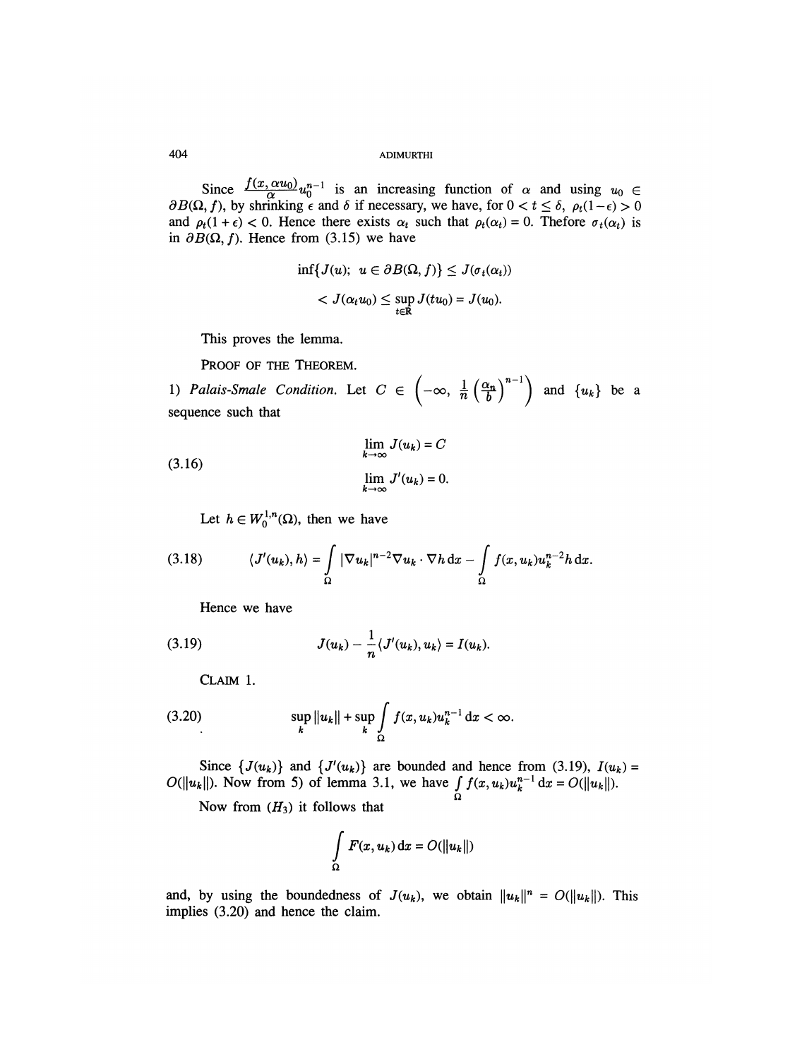Since $\frac{f(x, \alpha u_0)}{\alpha} u_0^{n-1}$ is an increasing function of $\alpha$ and using $u_0 \in \partial B(\Omega, f)$, by shrinking $\epsilon$ and $\delta$ if necessary, we have, for $0 < t \leq \delta$, $\rho_t(1-\epsilon) > 0$ and $\rho_t(1+\epsilon) < 0$. Hence there exists $\alpha_t$ such that $\rho_t(\alpha_t) = 0$. Thefore $\sigma_t(\alpha_t)$ is in $\partial B(\Omega, f)$. Hence from (3.15) we have

$$\inf\{J(u);\ u \in \partial B(\Omega, f)\} \leq J(\sigma_t(\alpha_t))$$
$$< J(\alpha_t u_0) \leq \sup_{t\in\mathbb{R}} J(tu_0) = J(u_0).$$

This proves the lemma.

PROOF OF THE THEOREM.

1) *Palais-Smale Condition.* Let $C \in \left(-\infty, \frac{1}{n}\left(\frac{\alpha_n}{b}\right)^{n-1}\right)$ and $\{u_k\}$ be a sequence such that

$$\text{(3.16)} \qquad \begin{aligned} &\lim_{k\to\infty} J(u_k) = C \\ &\lim_{k\to\infty} J'(u_k) = 0. \end{aligned}$$

Let $h \in W_0^{1,n}(\Omega)$, then we have

$$\text{(3.18)} \qquad \langle J'(u_k), h\rangle = \int_\Omega |\nabla u_k|^{n-2}\nabla u_k \cdot \nabla h \, dx - \int_\Omega f(x, u_k) u_k^{n-2} h \, dx.$$

Hence we have

$$\text{(3.19)} \qquad J(u_k) - \frac{1}{n}\langle J'(u_k), u_k\rangle = I(u_k).$$

CLAIM 1.

$$\text{(3.20)} \qquad \sup_k \|u_k\| + \sup_k \int_\Omega f(x, u_k) u_k^{n-1} \, dx < \infty.$$

Since $\{J(u_k)\}$ and $\{J'(u_k)\}$ are bounded and hence from (3.19), $I(u_k) = O(\|u_k\|)$. Now from 5) of lemma 3.1, we have $\int_\Omega f(x, u_k) u_k^{n-1} \, dx = O(\|u_k\|)$.

Now from $(H_3)$ it follows that

$$\int_\Omega F(x, u_k) \, dx = O(\|u_k\|)$$

and, by using the boundedness of $J(u_k)$, we obtain $\|u_k\|^n = O(\|u_k\|)$. This implies (3.20) and hence the claim.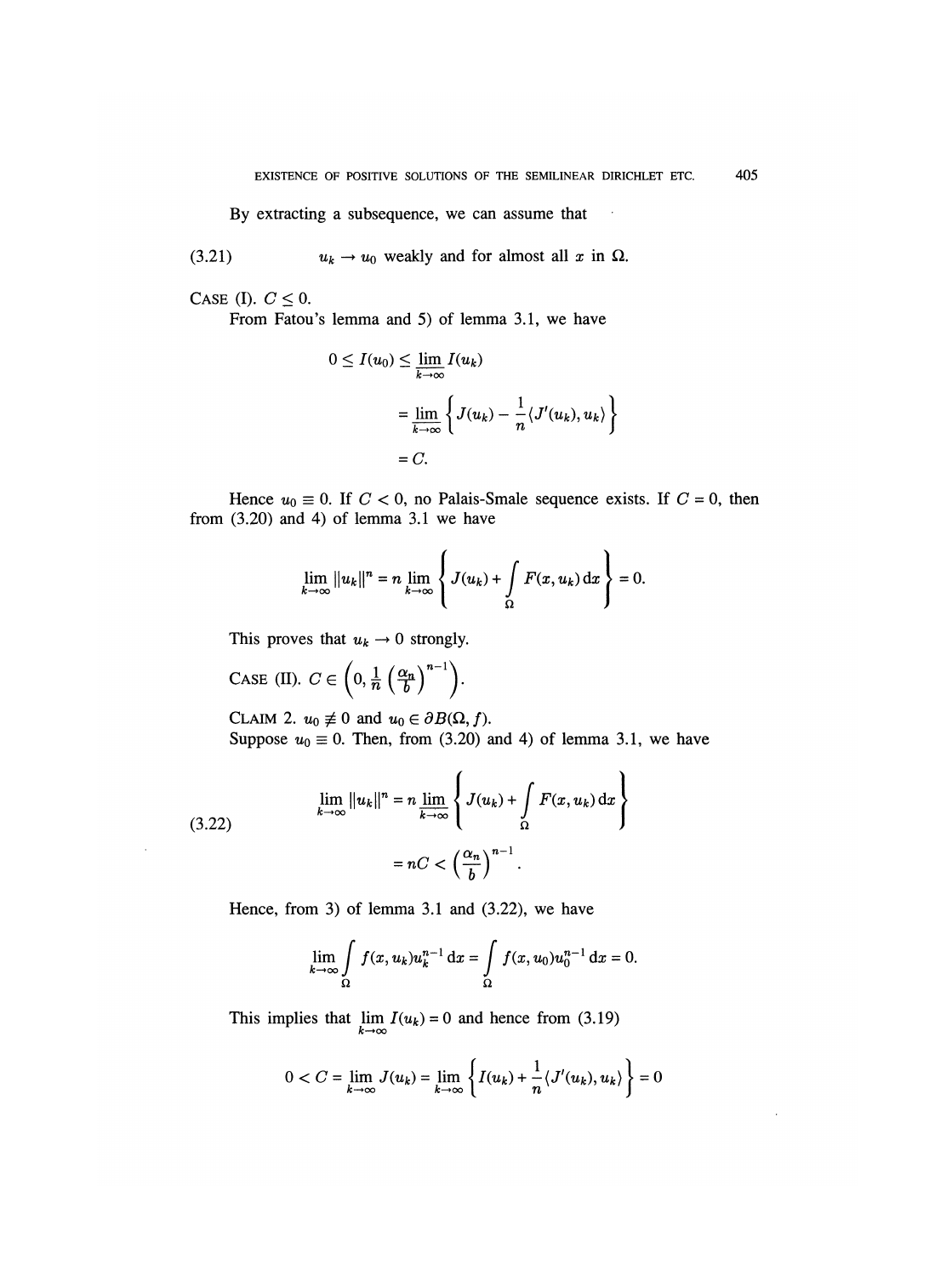By extracting a subsequence, we can assume that

$$u_k \to u_0 \text{ weakly and for almost all } x \text{ in } \Omega. \tag{3.21}$$

CASE (I). $C \leq 0$.

From Fatou's lemma and 5) of lemma 3.1, we have

$$\begin{aligned} 0 \leq I(u_0) &\leq \varliminf_{k\to\infty} I(u_k) \\ &= \varliminf_{k\to\infty} \left\{ J(u_k) - \frac{1}{n}\langle J'(u_k), u_k\rangle \right\} \\ &= C. \end{aligned}$$

Hence $u_0 \equiv 0$. If $C < 0$, no Palais-Smale sequence exists. If $C = 0$, then from (3.20) and 4) of lemma 3.1 we have

$$\lim_{k\to\infty} \|u_k\|^n = n \lim_{k\to\infty} \left\{ J(u_k) + \int_\Omega F(x, u_k)\, dx \right\} = 0.$$

This proves that $u_k \to 0$ strongly.

CASE (II). $C \in \left(0, \frac{1}{n}\left(\frac{\alpha_n}{b}\right)^{n-1}\right)$.

CLAIM 2. $u_0 \not\equiv 0$ and $u_0 \in \partial B(\Omega, f)$.

Suppose $u_0 \equiv 0$. Then, from (3.20) and 4) of lemma 3.1, we have

$$\begin{aligned} \lim_{k\to\infty} \|u_k\|^n &= n \varliminf_{k\to\infty} \left\{ J(u_k) + \int_\Omega F(x, u_k)\, dx \right\} \\ &= nC < \left(\frac{\alpha_n}{b}\right)^{n-1}. \end{aligned} \tag{3.22}$$

Hence, from 3) of lemma 3.1 and (3.22), we have

$$\lim_{k\to\infty} \int_\Omega f(x, u_k) u_k^{n-1}\, dx = \int_\Omega f(x, u_0) u_0^{n-1}\, dx = 0.$$

This implies that $\lim_{k\to\infty} I(u_k) = 0$ and hence from (3.19)

$$0 < C = \lim_{k\to\infty} J(u_k) = \lim_{k\to\infty} \left\{ I(u_k) + \frac{1}{n}\langle J'(u_k), u_k\rangle \right\} = 0$$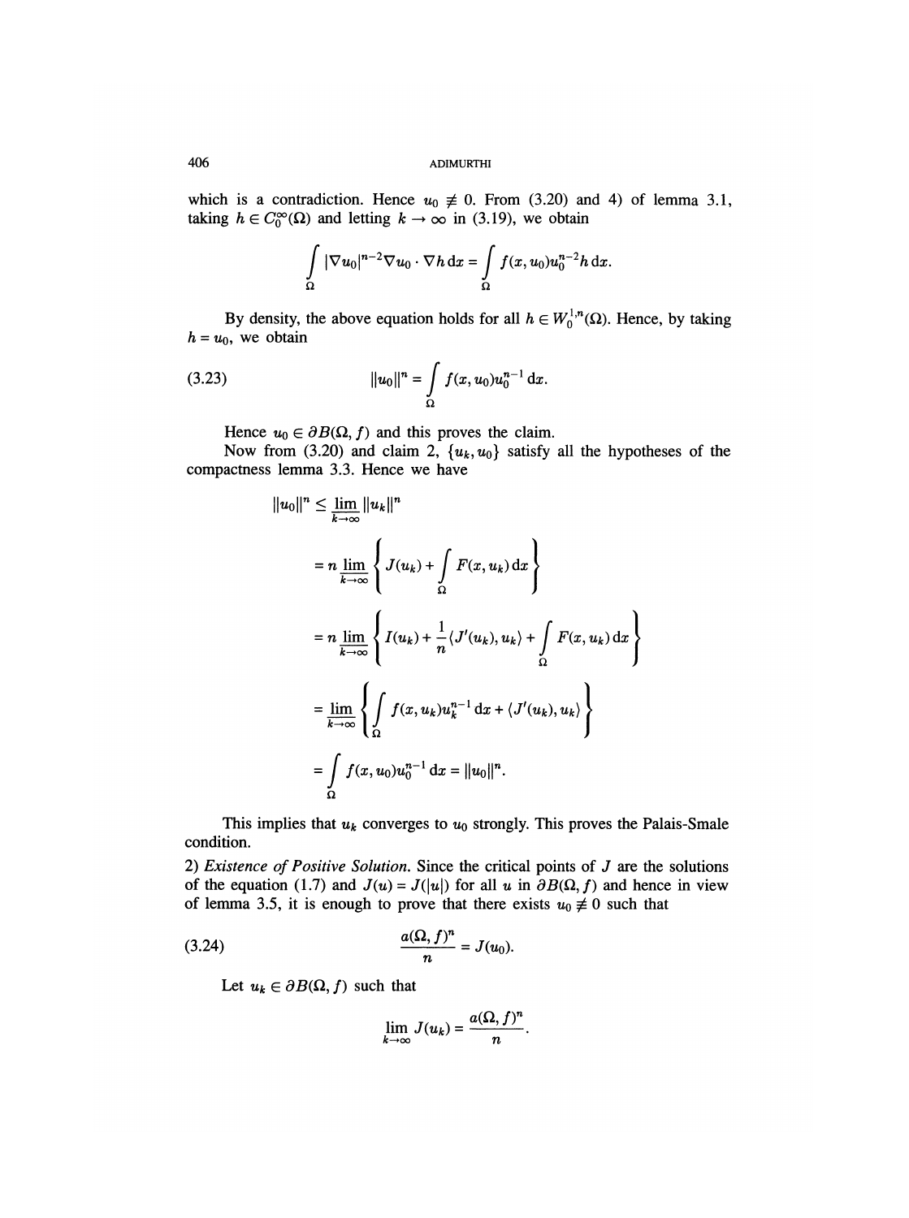which is a contradiction. Hence $u_0 \not\equiv 0$. From (3.20) and 4) of lemma 3.1, taking $h \in C_0^\infty(\Omega)$ and letting $k \to \infty$ in (3.19), we obtain

$$\int_\Omega |\nabla u_0|^{n-2} \nabla u_0 \cdot \nabla h \, dx = \int_\Omega f(x, u_0) u_0^{n-2} h \, dx.$$

By density, the above equation holds for all $h \in W_0^{1,n}(\Omega)$. Hence, by taking $h = u_0$, we obtain

$$\|u_0\|^n = \int_\Omega f(x, u_0) u_0^{n-1} \, dx. \tag{3.23}$$

Hence $u_0 \in \partial B(\Omega, f)$ and this proves the claim.

Now from (3.20) and claim 2, $\{u_k, u_0\}$ satisfy all the hypotheses of the compactness lemma 3.3. Hence we have

$$\begin{aligned}
\|u_0\|^n &\leq \varliminf_{k\to\infty} \|u_k\|^n \\
&= n \varliminf_{k\to\infty} \left\{ J(u_k) + \int_\Omega F(x, u_k) \, dx \right\} \\
&= n \varliminf_{k\to\infty} \left\{ I(u_k) + \frac{1}{n} \langle J'(u_k), u_k \rangle + \int_\Omega F(x, u_k) \, dx \right\} \\
&= \varliminf_{k\to\infty} \left\{ \int_\Omega f(x, u_k) u_k^{n-1} \, dx + \langle J'(u_k), u_k \rangle \right\} \\
&= \int_\Omega f(x, u_0) u_0^{n-1} \, dx = \|u_0\|^n.
\end{aligned}$$

This implies that $u_k$ converges to $u_0$ strongly. This proves the Palais-Smale condition.

2) *Existence of Positive Solution.* Since the critical points of $J$ are the solutions of the equation (1.7) and $J(u) = J(|u|)$ for all $u$ in $\partial B(\Omega, f)$ and hence in view of lemma 3.5, it is enough to prove that there exists $u_0 \not\equiv 0$ such that

$$\frac{a(\Omega, f)^n}{n} = J(u_0). \tag{3.24}$$

Let $u_k \in \partial B(\Omega, f)$ such that

$$\lim_{k\to\infty} J(u_k) = \frac{a(\Omega, f)^n}{n}.$$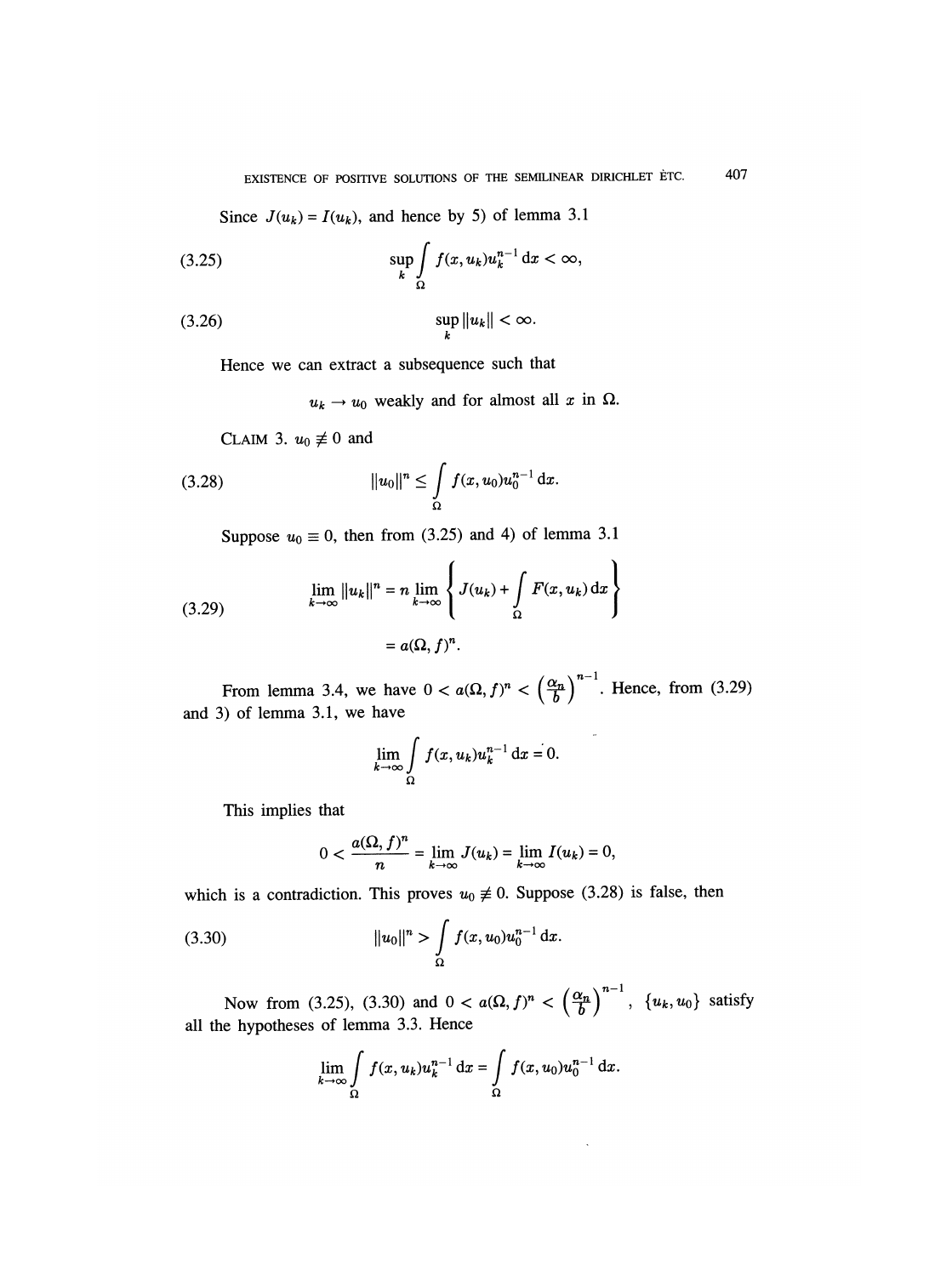Since $J(u_k) = I(u_k)$, and hence by 5) of lemma 3.1

$$\sup_k \int_\Omega f(x, u_k) u_k^{n-1}\, dx < \infty, \tag{3.25}$$

$$\sup_k \|u_k\| < \infty. \tag{3.26}$$

Hence we can extract a subsequence such that

$$u_k \to u_0 \text{ weakly and for almost all } x \text{ in } \Omega.$$

CLAIM 3. $u_0 \not\equiv 0$ and

$$\|u_0\|^n \le \int_\Omega f(x, u_0) u_0^{n-1}\, dx. \tag{3.28}$$

Suppose $u_0 \equiv 0$, then from (3.25) and 4) of lemma 3.1

$$\begin{aligned}\lim_{k\to\infty} \|u_k\|^n &= n \lim_{k\to\infty} \left\{ J(u_k) + \int_\Omega F(x, u_k)\, dx \right\} \\ &= a(\Omega, f)^n.\end{aligned} \tag{3.29}$$

From lemma 3.4, we have $0 < a(\Omega, f)^n < \left(\frac{\alpha_n}{b}\right)^{n-1}$. Hence, from (3.29) and 3) of lemma 3.1, we have

$$\lim_{k\to\infty} \int_\Omega f(x, u_k) u_k^{n-1}\, dx = 0.$$

This implies that

$$0 < \frac{a(\Omega, f)^n}{n} = \lim_{k\to\infty} J(u_k) = \lim_{k\to\infty} I(u_k) = 0,$$

which is a contradiction. This proves $u_0 \not\equiv 0$. Suppose (3.28) is false, then

$$\|u_0\|^n > \int_\Omega f(x, u_0) u_0^{n-1}\, dx. \tag{3.30}$$

Now from (3.25), (3.30) and $0 < a(\Omega, f)^n < \left(\frac{\alpha_n}{b}\right)^{n-1}$, $\{u_k, u_0\}$ satisfy all the hypotheses of lemma 3.3. Hence

$$\lim_{k\to\infty} \int_\Omega f(x, u_k) u_k^{n-1}\, dx = \int_\Omega f(x, u_0) u_0^{n-1}\, dx.$$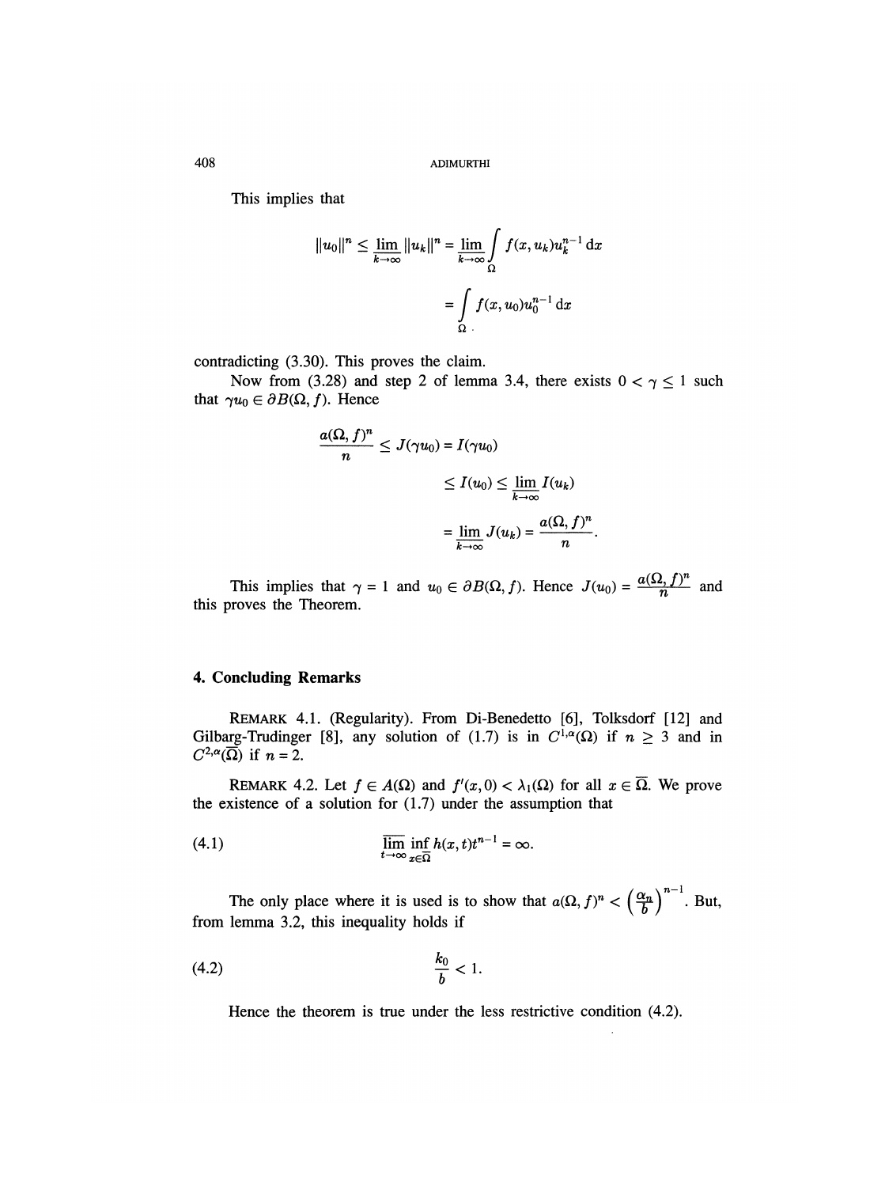This implies that

$$\|u_0\|^n \le \underline{\lim}_{k\to\infty} \|u_k\|^n = \lim_{k\to\infty} \int_\Omega f(x,u_k)u_k^{n-1}\,\mathrm{d}x$$

$$= \int_\Omega f(x,u_0)u_0^{n-1}\,\mathrm{d}x$$

contradicting (3.30). This proves the claim.

Now from (3.28) and step 2 of lemma 3.4, there exists $0 < \gamma \le 1$ such that $\gamma u_0 \in \partial B(\Omega, f)$. Hence

$$\frac{a(\Omega,f)^n}{n} \le J(\gamma u_0) = I(\gamma u_0)$$

$$\le I(u_0) \le \underline{\lim}_{k\to\infty} I(u_k)$$

$$= \lim_{k\to\infty} J(u_k) = \frac{a(\Omega,f)^n}{n}.$$

This implies that $\gamma = 1$ and $u_0 \in \partial B(\Omega, f)$. Hence $J(u_0) = \frac{a(\Omega,f)^n}{n}$ and this proves the Theorem.

## 4. Concluding Remarks

REMARK 4.1. (Regularity). From Di-Benedetto [6], Tolksdorf [12] and Gilbarg-Trudinger [8], any solution of (1.7) is in $C^{1,\alpha}(\Omega)$ if $n \ge 3$ and in $C^{2,\alpha}(\overline{\Omega})$ if $n = 2$.

REMARK 4.2. Let $f \in A(\Omega)$ and $f'(x,0) < \lambda_1(\Omega)$ for all $x \in \overline{\Omega}$. We prove the existence of a solution for (1.7) under the assumption that

$$\overline{\lim_{t\to\infty}} \inf_{x\in\overline{\Omega}} h(x,t)t^{n-1} = \infty. \tag{4.1}$$

The only place where it is used is to show that $a(\Omega, f)^n < \left(\frac{\alpha_n}{b}\right)^{n-1}$. But, from lemma 3.2, this inequality holds if

$$\frac{k_0}{b} < 1. \tag{4.2}$$

Hence the theorem is true under the less restrictive condition (4.2).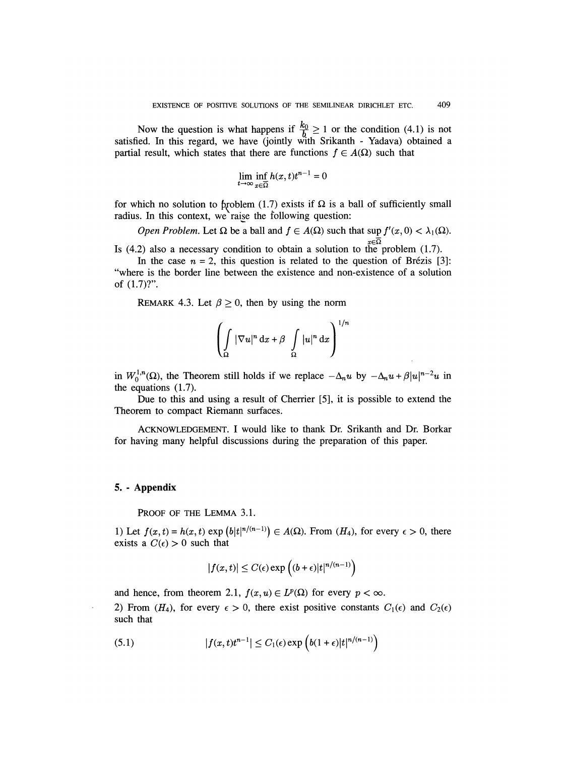Now the question is what happens if $\frac{k_0}{b} \geq 1$ or the condition (4.1) is not satisfied. In this regard, we have (jointly with Srikanth - Yadava) obtained a partial result, which states that there are functions $f \in A(\Omega)$ such that

$$\lim_{t\to\infty} \inf_{x\in\overline{\Omega}} h(x,t)t^{n-1} = 0$$

for which no solution to problem (1.7) exists if $\Omega$ is a ball of sufficiently small radius. In this context, we raise the following question:

*Open Problem.* Let $\Omega$ be a ball and $f \in A(\Omega)$ such that $\sup_{x\in\overline{\Omega}} f'(x,0) < \lambda_1(\Omega)$. Is (4.2) also a necessary condition to obtain a solution to the problem (1.7).

In the case $n = 2$, this question is related to the question of Brézis [3]: "where is the border line between the existence and non-existence of a solution of (1.7)?".

REMARK 4.3. Let $\beta \geq 0$, then by using the norm

$$\left(\int_{\Omega} |\nabla u|^n \,\mathrm{d}x + \beta \int_{\Omega} |u|^n \,\mathrm{d}x\right)^{1/n}$$

in $W_0^{1,n}(\Omega)$, the Theorem still holds if we replace $-\Delta_n u$ by $-\Delta_n u + \beta|u|^{n-2}u$ in the equations (1.7).

Due to this and using a result of Cherrier [5], it is possible to extend the Theorem to compact Riemann surfaces.

ACKNOWLEDGEMENT. I would like to thank Dr. Srikanth and Dr. Borkar for having many helpful discussions during the preparation of this paper.

## 5. - Appendix

PROOF OF THE LEMMA 3.1.

1) Let $f(x,t) = h(x,t)\exp\left(b|t|^{n/(n-1)}\right) \in A(\Omega)$. From $(H_4)$, for every $\epsilon > 0$, there exists a $C(\epsilon) > 0$ such that

$$|f(x,t)| \leq C(\epsilon)\exp\left((b+\epsilon)|t|^{n/(n-1)}\right)$$

and hence, from theorem 2.1, $f(x,u) \in L^p(\Omega)$ for every $p < \infty$.

2) From $(H_4)$, for every $\epsilon > 0$, there exist positive constants $C_1(\epsilon)$ and $C_2(\epsilon)$ such that

$$|f(x,t)t^{n-1}| \leq C_1(\epsilon)\exp\left(b(1+\epsilon)|t|^{n/(n-1)}\right) \tag{5.1}$$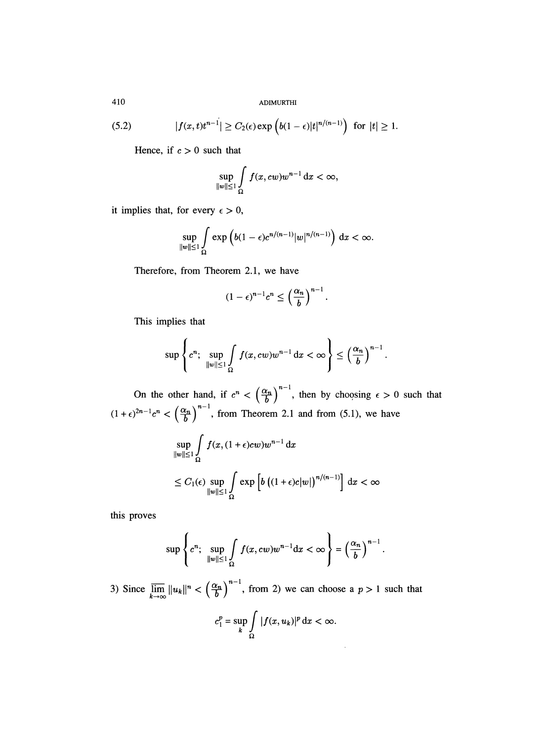$$(5.2) \qquad |f(x,t)t^{n-1}| \geq C_2(\epsilon)\exp\left(b(1-\epsilon)|t|^{n/(n-1)}\right) \text{ for } |t| \geq 1.$$

Hence, if $c > 0$ such that

$$\sup_{\|w\|\leq 1} \int_\Omega f(x, cw)w^{n-1}\,dx < \infty,$$

it implies that, for every $\epsilon > 0$,

$$\sup_{\|w\|\leq 1} \int_\Omega \exp\left(b(1-\epsilon)c^{n/(n-1)}|w|^{n/(n-1)}\right)\,dx < \infty.$$

Therefore, from Theorem 2.1, we have

$$(1-\epsilon)^{n-1}c^n \leq \left(\frac{\alpha_n}{b}\right)^{n-1}.$$

This implies that

$$\sup\left\{c^n;\ \sup_{\|w\|\leq 1}\int_\Omega f(x, cw)w^{n-1}\,dx < \infty\right\} \leq \left(\frac{\alpha_n}{b}\right)^{n-1}.$$

On the other hand, if $c^n < \left(\frac{\alpha_n}{b}\right)^{n-1}$, then by choosing $\epsilon > 0$ such that $(1+\epsilon)^{2n-1}c^n < \left(\frac{\alpha_n}{b}\right)^{n-1}$, from Theorem 2.1 and from (5.1), we have

$$\begin{aligned}
&\sup_{\|w\|\leq 1}\int_\Omega f(x, (1+\epsilon)cw)w^{n-1}\,dx \\
&\leq C_1(\epsilon)\sup_{\|w\|\leq 1}\int_\Omega \exp\left[b\left((1+\epsilon)c|w|\right)^{n/(n-1)}\right]\,dx < \infty
\end{aligned}$$

this proves

$$\sup\left\{c^n;\ \sup_{\|w\|\leq 1}\int_\Omega f(x, cw)w^{n-1}dx < \infty\right\} = \left(\frac{\alpha_n}{b}\right)^{n-1}.$$

3) Since $\overline{\lim\limits_{k\to\infty}}\, \|u_k\|^n < \left(\frac{\alpha_n}{b}\right)^{n-1}$, from 2) we can choose a $p > 1$ such that

$$c_1^p = \sup_k \int_\Omega |f(x, u_k)|^p\,dx < \infty.$$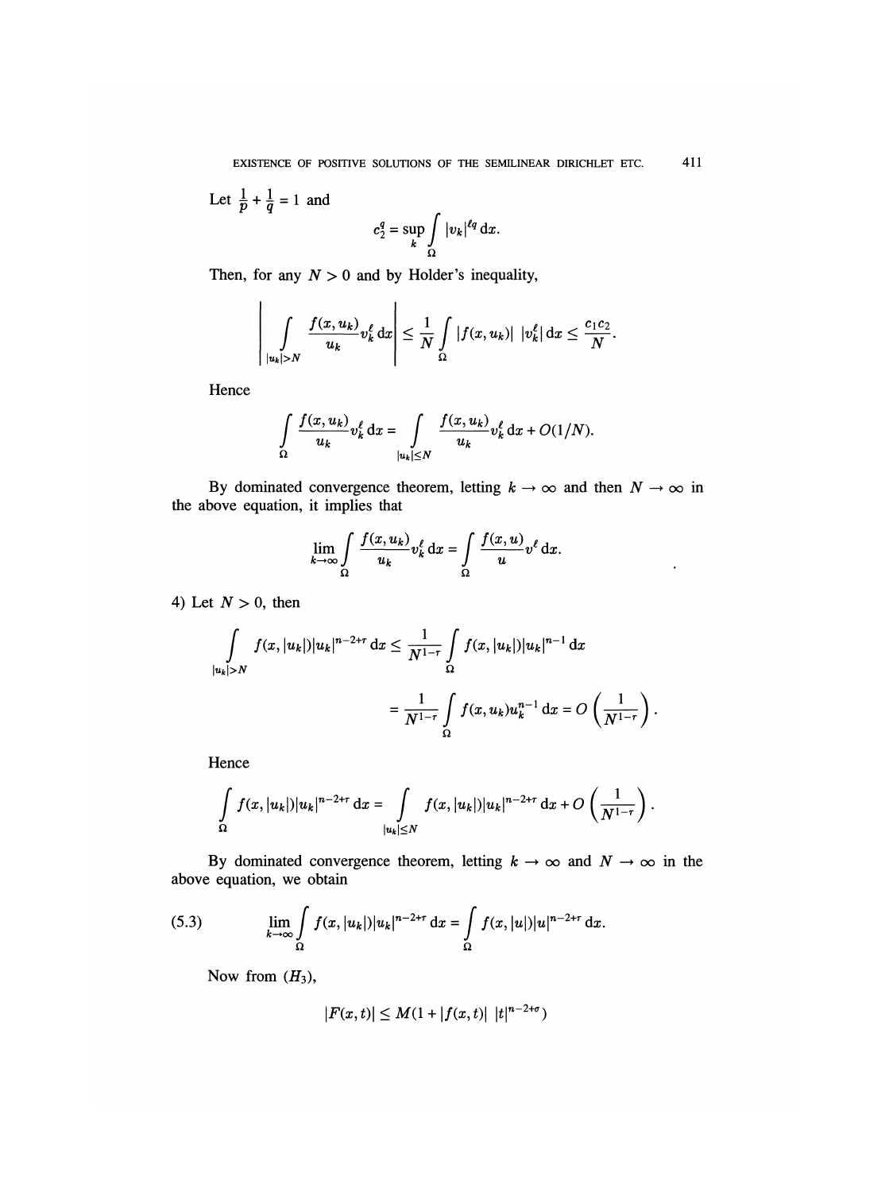Let $\frac{1}{p} + \frac{1}{q} = 1$ and

$$c_2^q = \sup_k \int_\Omega |v_k|^{\ell q} \, dx.$$

Then, for any $N > 0$ and by Holder's inequality,

$$\left| \int_{|u_k|>N} \frac{f(x, u_k)}{u_k} v_k^\ell \, dx \right| \le \frac{1}{N} \int_\Omega |f(x, u_k)| \, |v_k^\ell| \, dx \le \frac{c_1 c_2}{N}.$$

Hence

$$\int_\Omega \frac{f(x, u_k)}{u_k} v_k^\ell \, dx = \int_{|u_k| \le N} \frac{f(x, u_k)}{u_k} v_k^\ell \, dx + O(1/N).$$

By dominated convergence theorem, letting $k \to \infty$ and then $N \to \infty$ in the above equation, it implies that

$$\lim_{k\to\infty} \int_\Omega \frac{f(x, u_k)}{u_k} v_k^\ell \, dx = \int_\Omega \frac{f(x, u)}{u} v^\ell \, dx.$$

4) Let $N > 0$, then

$$\int_{|u_k|>N} f(x, |u_k|)|u_k|^{n-2+\tau} \, dx \le \frac{1}{N^{1-\tau}} \int_\Omega f(x, |u_k|)|u_k|^{n-1} \, dx$$

$$= \frac{1}{N^{1-\tau}} \int_\Omega f(x, u_k) u_k^{n-1} \, dx = O\left(\frac{1}{N^{1-\tau}}\right).$$

Hence

$$\int_\Omega f(x, |u_k|)|u_k|^{n-2+\tau} \, dx = \int_{|u_k| \le N} f(x, |u_k|)|u_k|^{n-2+\tau} \, dx + O\left(\frac{1}{N^{1-\tau}}\right).$$

By dominated convergence theorem, letting $k \to \infty$ and $N \to \infty$ in the above equation, we obtain

$$\lim_{k\to\infty} \int_\Omega f(x, |u_k|)|u_k|^{n-2+\tau} \, dx = \int_\Omega f(x, |u|)|u|^{n-2+\tau} \, dx. \tag{5.3}$$

Now from $(H_3)$,

$$|F(x, t)| \le M(1 + |f(x, t)| \, |t|^{n-2+\sigma})$$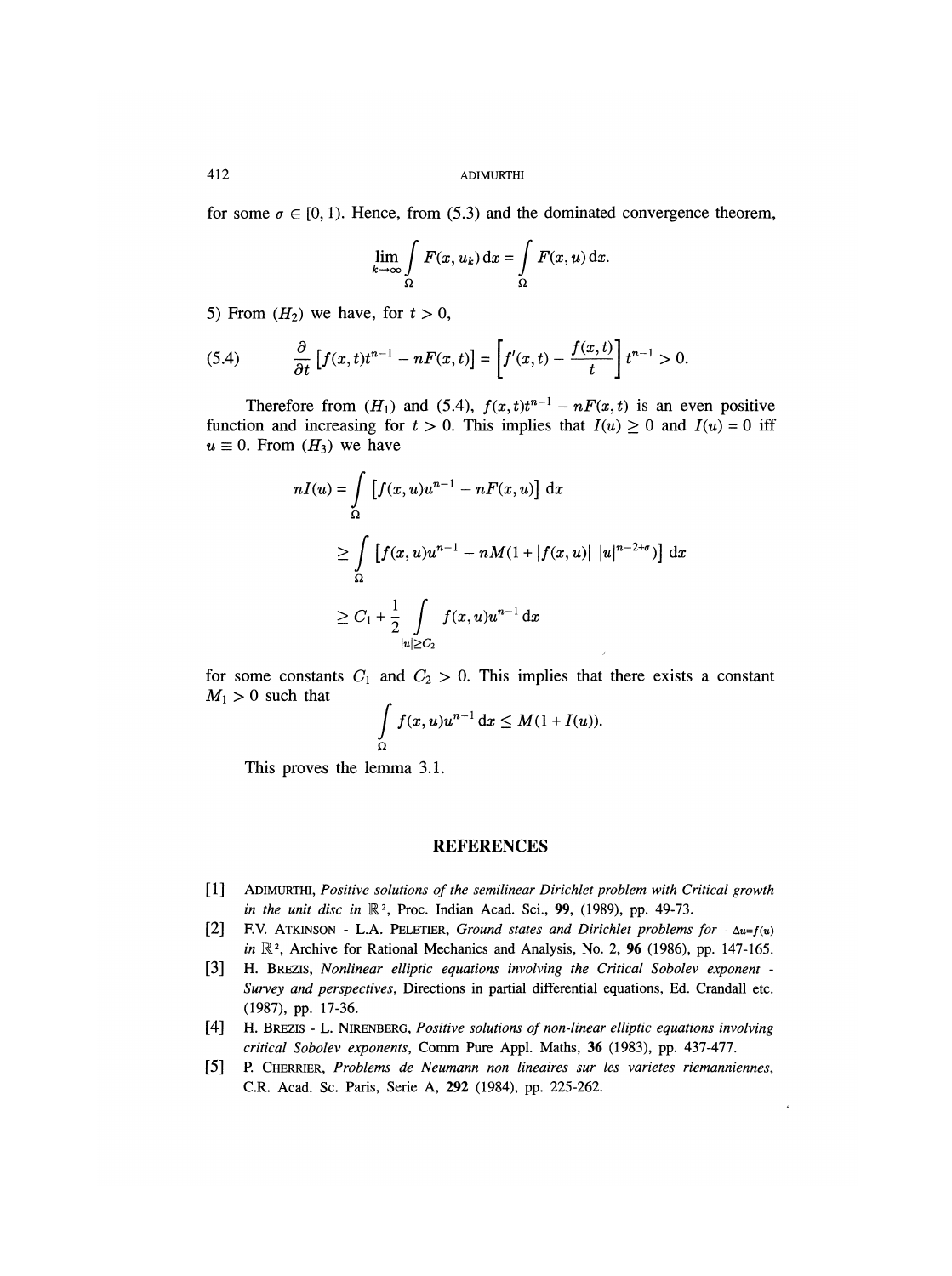for some $\sigma \in [0, 1)$. Hence, from (5.3) and the dominated convergence theorem,

$$\lim_{k\to\infty} \int_\Omega F(x, u_k)\,\mathrm{d}x = \int_\Omega F(x, u)\,\mathrm{d}x.$$

5) From $(H_2)$ we have, for $t > 0$,

$$\frac{\partial}{\partial t}\left[f(x,t)t^{n-1} - nF(x,t)\right] = \left[f'(x,t) - \frac{f(x,t)}{t}\right]t^{n-1} > 0. \tag{5.4}$$

Therefore from $(H_1)$ and (5.4), $f(x,t)t^{n-1} - nF(x,t)$ is an even positive function and increasing for $t > 0$. This implies that $I(u) \geq 0$ and $I(u) = 0$ iff $u \equiv 0$. From $(H_3)$ we have

$$\begin{aligned}
nI(u) &= \int_\Omega \left[f(x,u)u^{n-1} - nF(x,u)\right]\mathrm{d}x \\
&\geq \int_\Omega \left[f(x,u)u^{n-1} - nM(1 + |f(x,u)|\ |u|^{n-2+\sigma})\right]\mathrm{d}x \\
&\geq C_1 + \frac{1}{2}\int_{|u|\geq C_2} f(x,u)u^{n-1}\,\mathrm{d}x
\end{aligned}$$

for some constants $C_1$ and $C_2 > 0$. This implies that there exists a constant $M_1 > 0$ such that

$$\int_\Omega f(x,u)u^{n-1}\,\mathrm{d}x \leq M(1 + I(u)).$$

This proves the lemma 3.1.

## REFERENCES

[1] ADIMURTHI, *Positive solutions of the semilinear Dirichlet problem with Critical growth in the unit disc in* $\mathbb{R}^2$, Proc. Indian Acad. Sci., **99**, (1989), pp. 49-73.

[2] F.V. ATKINSON - L.A. PELETIER, *Ground states and Dirichlet problems for* $-\Delta u = f(u)$ *in* $\mathbb{R}^2$, Archive for Rational Mechanics and Analysis, No. 2, **96** (1986), pp. 147-165.

[3] H. BREZIS, *Nonlinear elliptic equations involving the Critical Sobolev exponent - Survey and perspectives*, Directions in partial differential equations, Ed. Crandall etc. (1987), pp. 17-36.

[4] H. BREZIS - L. NIRENBERG, *Positive solutions of non-linear elliptic equations involving critical Sobolev exponents*, Comm Pure Appl. Maths, **36** (1983), pp. 437-477.

[5] P. CHERRIER, *Problems de Neumann non lineaires sur les varietes riemanniennes*, C.R. Acad. Sc. Paris, Serie A, **292** (1984), pp. 225-262.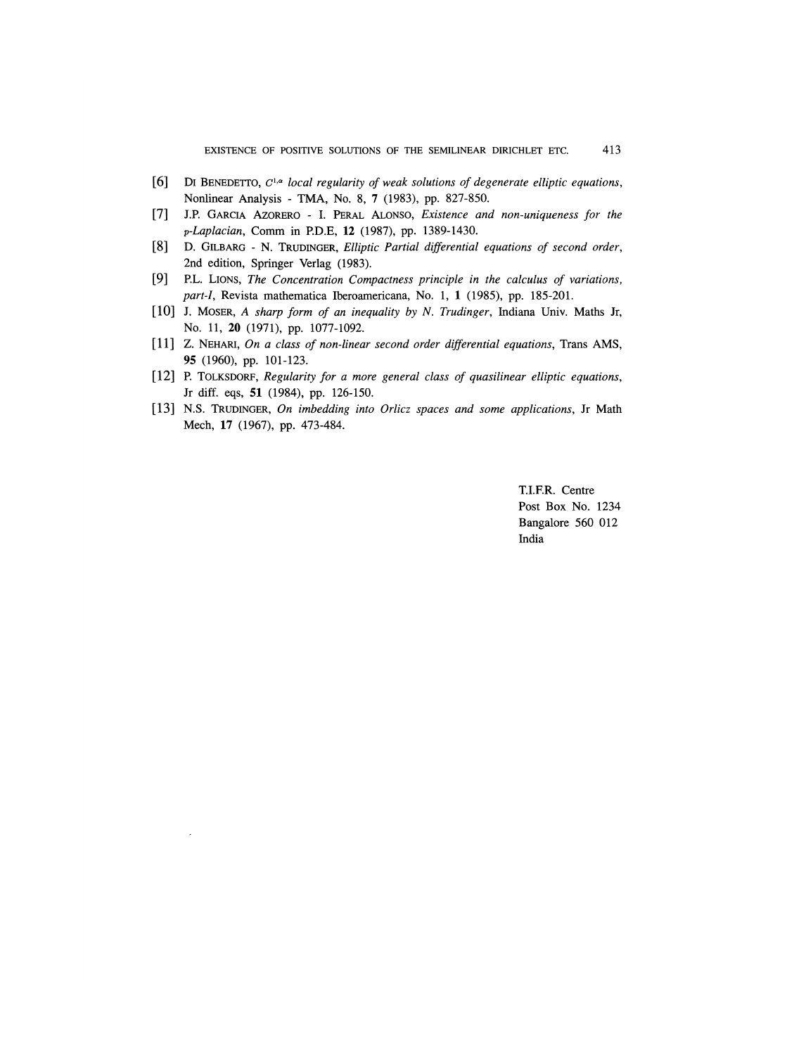[6] Di Benedetto, $C^{1,\alpha}$ *local regularity of weak solutions of degenerate elliptic equations*, Nonlinear Analysis - TMA, No. 8, **7** (1983), pp. 827-850.

[7] J.P. Garcia Azorero - I. Peral Alonso, *Existence and non-uniqueness for the p-Laplacian*, Comm in P.D.E, **12** (1987), pp. 1389-1430.

[8] D. Gilbarg - N. Trudinger, *Elliptic Partial differential equations of second order*, 2nd edition, Springer Verlag (1983).

[9] P.L. Lions, *The Concentration Compactness principle in the calculus of variations, part-I*, Revista mathematica Iberoamericana, No. 1, **1** (1985), pp. 185-201.

[10] J. Moser, *A sharp form of an inequality by N. Trudinger*, Indiana Univ. Maths Jr, No. 11, **20** (1971), pp. 1077-1092.

[11] Z. Nehari, *On a class of non-linear second order differential equations*, Trans AMS, **95** (1960), pp. 101-123.

[12] P. Tolksdorf, *Regularity for a more general class of quasilinear elliptic equations*, Jr diff. eqs, **51** (1984), pp. 126-150.

[13] N.S. Trudinger, *On imbedding into Orlicz spaces and some applications*, Jr Math Mech, **17** (1967), pp. 473-484.

T.I.F.R. Centre
Post Box No. 1234
Bangalore 560 012
India